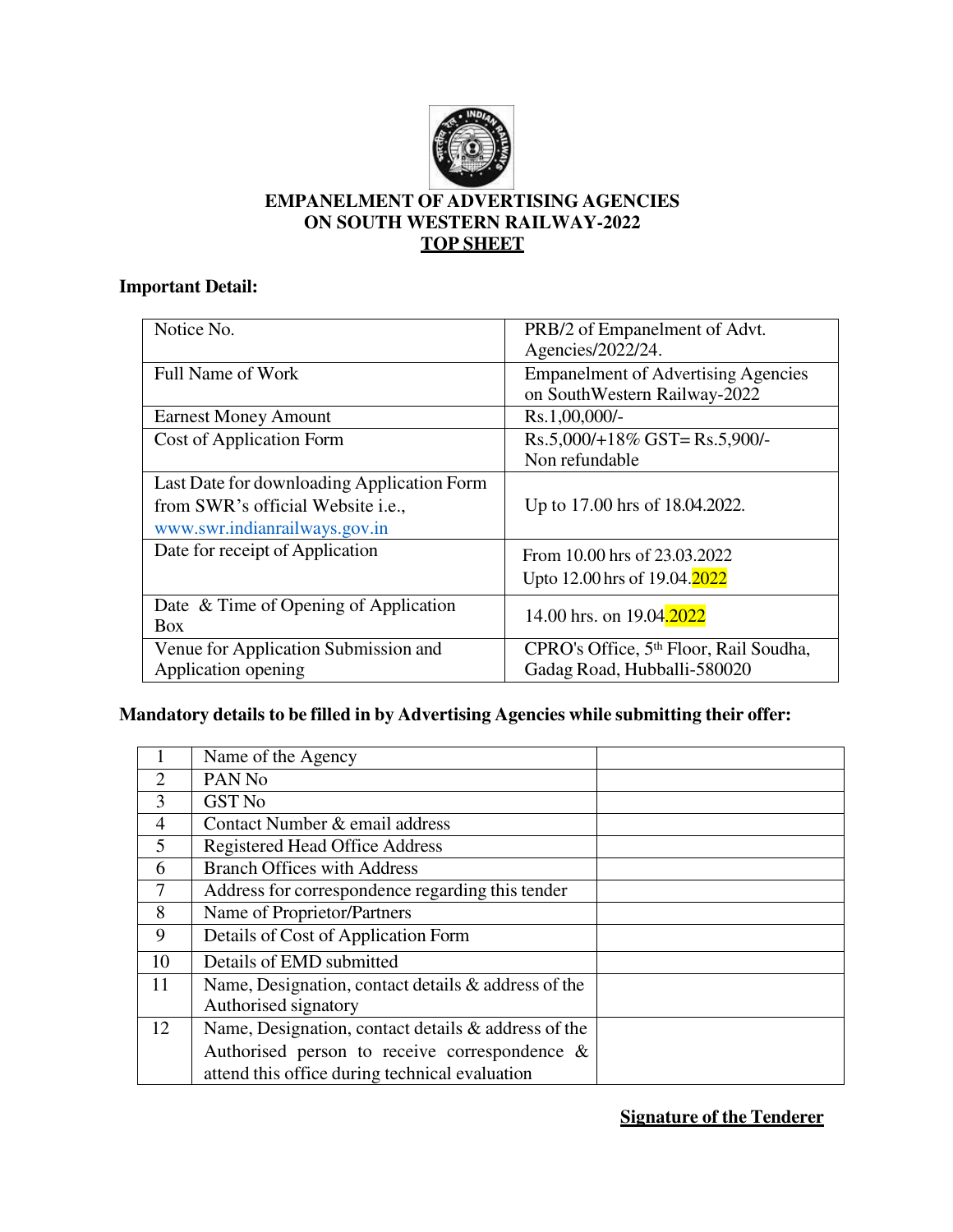# EMPANELMENT OF ADVERTISING AGENCIES ON SOUTH WESTERN RAILWAY-2022

## TOP SHEET

**Important Detail:**

| | |
|---|---|
| Notice No. | PRB/2 of Empanelment of Advt. Agencies/2022/24. |
| Full Name of Work | Empanelment of Advertising Agencies on SouthWestern Railway-2022 |
| Earnest Money Amount | Rs.1,00,000/- |
| Cost of Application Form | Rs.5,000/+18% GST= Rs.5,900/- Non refundable |
| Last Date for downloading Application Form from SWR's official Website i.e., www.swr.indianrailways.gov.in | Up to 17.00 hrs of 18.04.2022. |
| Date for receipt of Application | From 10.00 hrs of 23.03.2022 Upto 12.00 hrs of 19.04.2022 |
| Date & Time of Opening of Application Box | 14.00 hrs. on 19.04.2022 |
| Venue for Application Submission and Application opening | CPRO's Office, 5th Floor, Rail Soudha, Gadag Road, Hubballi-580020 |

**Mandatory details to be filled in by Advertising Agencies while submitting their offer:**

| | | |
|---|---|---|
| 1 | Name of the Agency | |
| 2 | PAN No | |
| 3 | GST No | |
| 4 | Contact Number & email address | |
| 5 | Registered Head Office Address | |
| 6 | Branch Offices with Address | |
| 7 | Address for correspondence regarding this tender | |
| 8 | Name of Proprietor/Partners | |
| 9 | Details of Cost of Application Form | |
| 10 | Details of EMD submitted | |
| 11 | Name, Designation, contact details & address of the Authorised signatory | |
| 12 | Name, Designation, contact details & address of the Authorised person to receive correspondence & attend this office during technical evaluation | |

**Signature of the Tenderer**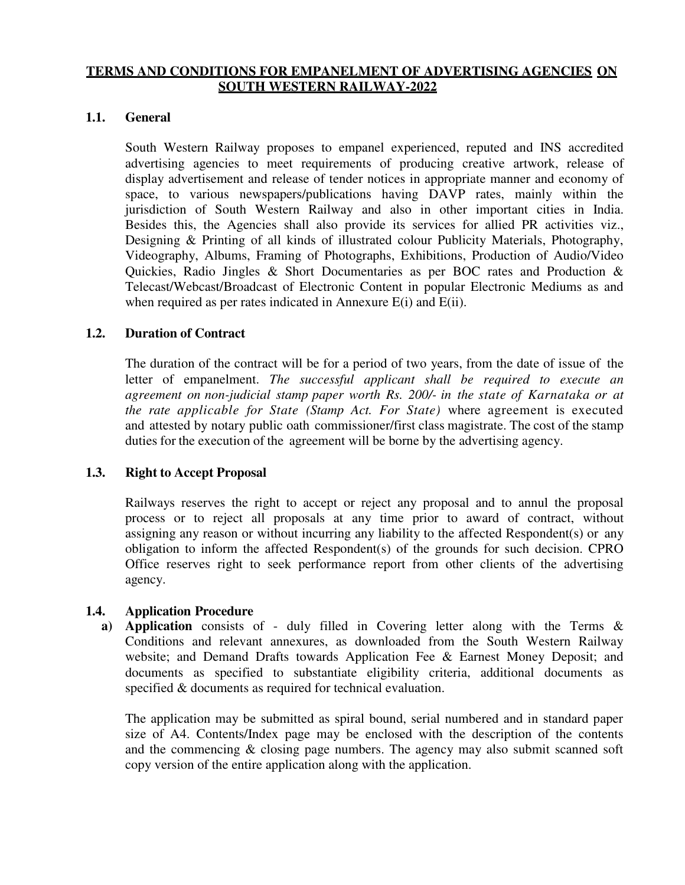# TERMS AND CONDITIONS FOR EMPANELMENT OF ADVERTISING AGENCIES ON SOUTH WESTERN RAILWAY-2022

## 1.1. General

South Western Railway proposes to empanel experienced, reputed and INS accredited advertising agencies to meet requirements of producing creative artwork, release of display advertisement and release of tender notices in appropriate manner and economy of space, to various newspapers/publications having DAVP rates, mainly within the jurisdiction of South Western Railway and also in other important cities in India. Besides this, the Agencies shall also provide its services for allied PR activities viz., Designing & Printing of all kinds of illustrated colour Publicity Materials, Photography, Videography, Albums, Framing of Photographs, Exhibitions, Production of Audio/Video Quickies, Radio Jingles & Short Documentaries as per BOC rates and Production & Telecast/Webcast/Broadcast of Electronic Content in popular Electronic Mediums as and when required as per rates indicated in Annexure E(i) and E(ii).

## 1.2. Duration of Contract

The duration of the contract will be for a period of two years, from the date of issue of the letter of empanelment. *The successful applicant shall be required to execute an agreement on non-judicial stamp paper worth Rs. 200/- in the state of Karnataka or at the rate applicable for State (Stamp Act. For State)* where agreement is executed and attested by notary public oath commissioner/first class magistrate. The cost of the stamp duties for the execution of the agreement will be borne by the advertising agency.

## 1.3. Right to Accept Proposal

Railways reserves the right to accept or reject any proposal and to annul the proposal process or to reject all proposals at any time prior to award of contract, without assigning any reason or without incurring any liability to the affected Respondent(s) or any obligation to inform the affected Respondent(s) of the grounds for such decision. CPRO Office reserves right to seek performance report from other clients of the advertising agency.

## 1.4. Application Procedure

a) **Application** consists of - duly filled in Covering letter along with the Terms & Conditions and relevant annexures, as downloaded from the South Western Railway website; and Demand Drafts towards Application Fee & Earnest Money Deposit; and documents as specified to substantiate eligibility criteria, additional documents as specified & documents as required for technical evaluation.

The application may be submitted as spiral bound, serial numbered and in standard paper size of A4. Contents/Index page may be enclosed with the description of the contents and the commencing & closing page numbers. The agency may also submit scanned soft copy version of the entire application along with the application.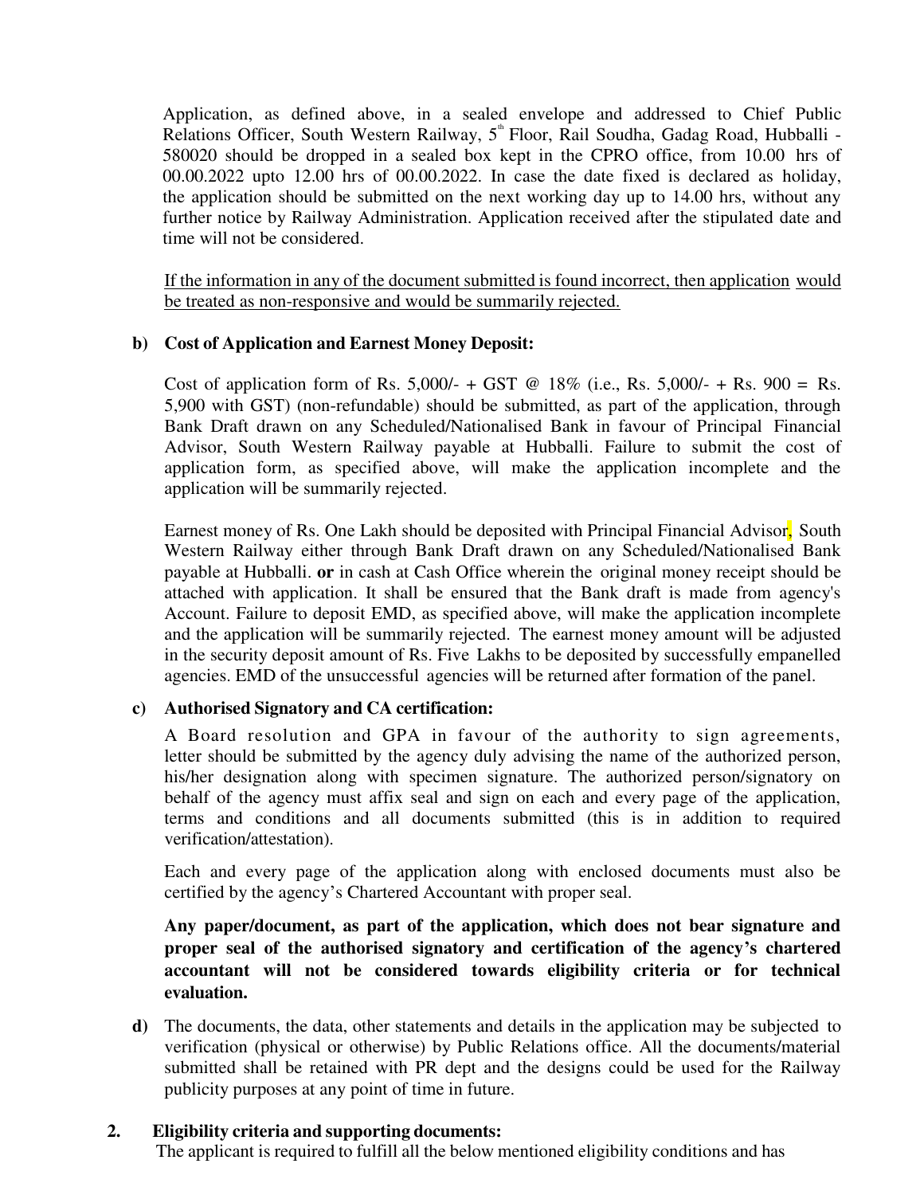Application, as defined above, in a sealed envelope and addressed to Chief Public Relations Officer, South Western Railway, 5th Floor, Rail Soudha, Gadag Road, Hubballi - 580020 should be dropped in a sealed box kept in the CPRO office, from 10.00 hrs of 00.00.2022 upto 12.00 hrs of 00.00.2022. In case the date fixed is declared as holiday, the application should be submitted on the next working day up to 14.00 hrs, without any further notice by Railway Administration. Application received after the stipulated date and time will not be considered.

<u>If the information in any of the document submitted is found incorrect, then application would be treated as non-responsive and would be summarily rejected.</u>

**b) Cost of Application and Earnest Money Deposit:**

Cost of application form of Rs. 5,000/- + GST @ 18% (i.e., Rs. 5,000/- + Rs. 900 = Rs. 5,900 with GST) (non-refundable) should be submitted, as part of the application, through Bank Draft drawn on any Scheduled/Nationalised Bank in favour of Principal Financial Advisor, South Western Railway payable at Hubballi. Failure to submit the cost of application form, as specified above, will make the application incomplete and the application will be summarily rejected.

Earnest money of Rs. One Lakh should be deposited with Principal Financial Advisor, South Western Railway either through Bank Draft drawn on any Scheduled/Nationalised Bank payable at Hubballi. **or** in cash at Cash Office wherein the original money receipt should be attached with application. It shall be ensured that the Bank draft is made from agency's Account. Failure to deposit EMD, as specified above, will make the application incomplete and the application will be summarily rejected. The earnest money amount will be adjusted in the security deposit amount of Rs. Five Lakhs to be deposited by successfully empanelled agencies. EMD of the unsuccessful agencies will be returned after formation of the panel.

**c) Authorised Signatory and CA certification:**

A Board resolution and GPA in favour of the authority to sign agreements, letter should be submitted by the agency duly advising the name of the authorized person, his/her designation along with specimen signature. The authorized person/signatory on behalf of the agency must affix seal and sign on each and every page of the application, terms and conditions and all documents submitted (this is in addition to required verification/attestation).

Each and every page of the application along with enclosed documents must also be certified by the agency's Chartered Accountant with proper seal.

**Any paper/document, as part of the application, which does not bear signature and proper seal of the authorised signatory and certification of the agency's chartered accountant will not be considered towards eligibility criteria or for technical evaluation.**

**d)** The documents, the data, other statements and details in the application may be subjected to verification (physical or otherwise) by Public Relations office. All the documents/material submitted shall be retained with PR dept and the designs could be used for the Railway publicity purposes at any point of time in future.

## 2. Eligibility criteria and supporting documents:

The applicant is required to fulfill all the below mentioned eligibility conditions and has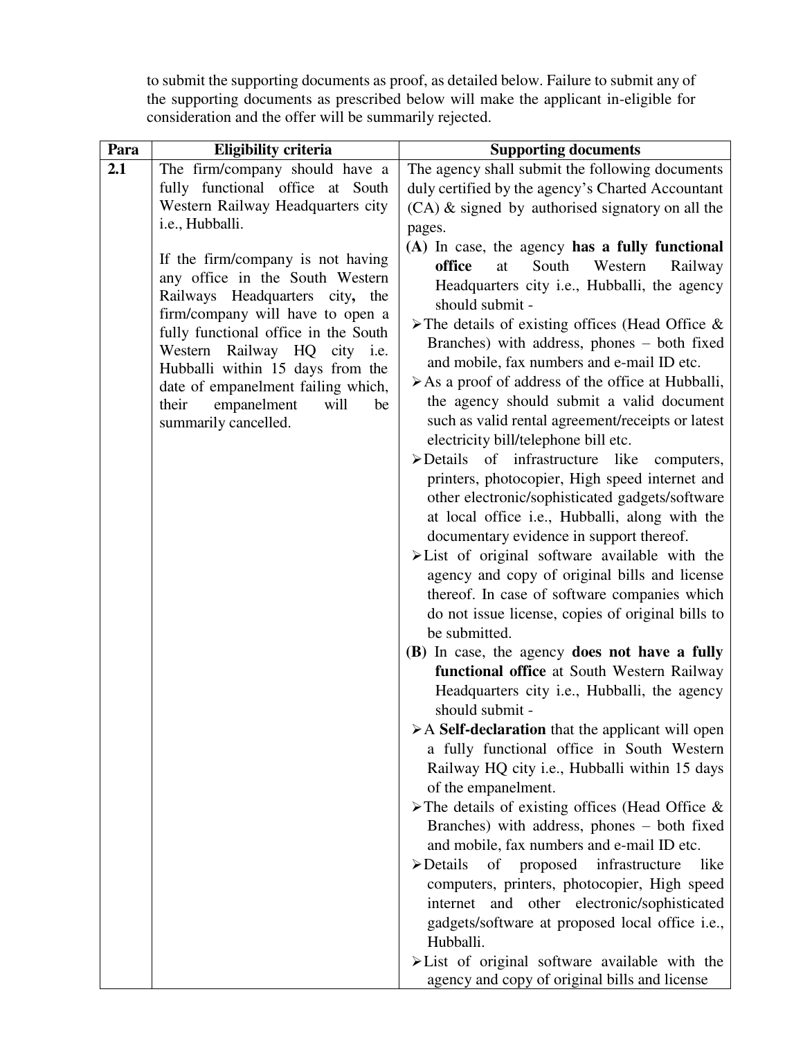to submit the supporting documents as proof, as detailed below. Failure to submit any of the supporting documents as prescribed below will make the applicant in-eligible for consideration and the offer will be summarily rejected.

| Para | Eligibility criteria | Supporting documents |
|---|---|---|
| **2.1** | The firm/company should have a fully functional office at South Western Railway Headquarters city i.e., Hubballi.<br><br>If the firm/company is not having any office in the South Western Railways Headquarters city**,** the firm/company will have to open a fully functional office in the South Western Railway HQ city i.e. Hubballi within 15 days from the date of empanelment failing which, their empanelment will be summarily cancelled. | The agency shall submit the following documents duly certified by the agency's Charted Accountant (CA) & signed by authorised signatory on all the pages.<br>**(A)** In case, the agency **has a fully functional office** at South Western Railway Headquarters city i.e., Hubballi, the agency should submit -<br>➢ The details of existing offices (Head Office & Branches) with address, phones – both fixed and mobile, fax numbers and e-mail ID etc.<br>➢ As a proof of address of the office at Hubballi, the agency should submit a valid document such as valid rental agreement/receipts or latest electricity bill/telephone bill etc.<br>➢ Details of infrastructure like computers, printers, photocopier, High speed internet and other electronic/sophisticated gadgets/software at local office i.e., Hubballi, along with the documentary evidence in support thereof.<br>➢ List of original software available with the agency and copy of original bills and license thereof. In case of software companies which do not issue license, copies of original bills to be submitted.<br>**(B)** In case, the agency **does not have a fully functional office** at South Western Railway Headquarters city i.e., Hubballi, the agency should submit -<br>➢ A **Self-declaration** that the applicant will open a fully functional office in South Western Railway HQ city i.e., Hubballi within 15 days of the empanelment.<br>➢ The details of existing offices (Head Office & Branches) with address, phones – both fixed and mobile, fax numbers and e-mail ID etc.<br>➢ Details of proposed infrastructure like computers, printers, photocopier, High speed internet and other electronic/sophisticated gadgets/software at proposed local office i.e., Hubballi.<br>➢ List of original software available with the agency and copy of original bills and license |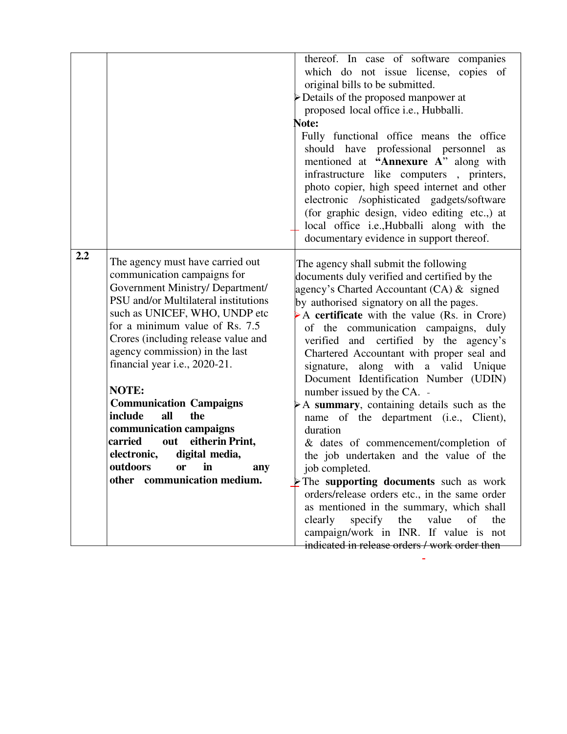|  |  |  |
|---|---|---|
|  |  | thereof. In case of software companies which do not issue license, copies of original bills to be submitted.<br>➢ Details of the proposed manpower at proposed local office i.e., Hubballi.<br>**Note:**<br>Fully functional office means the office should have professional personnel as mentioned at **"Annexure A"** along with infrastructure like computers , printers, photo copier, high speed internet and other electronic /sophisticated gadgets/software (for graphic design, video editing etc.,) at local office i.e.,Hubballi along with the documentary evidence in support thereof. |
| **2.2** | The agency must have carried out communication campaigns for Government Ministry/ Department/ PSU and/or Multilateral institutions such as UNICEF, WHO, UNDP etc for a minimum value of Rs. 7.5 Crores (including release value and agency commission) in the last financial year i.e., 2020-21.<br><br>**NOTE:**<br>**Communication Campaigns include all the communication campaigns carried out eitherin Print, electronic, digital media, outdoors or in any other communication medium.** | The agency shall submit the following documents duly verified and certified by the agency's Charted Accountant (CA) & signed by authorised signatory on all the pages.<br>➢ A **certificate** with the value (Rs. in Crore) of the communication campaigns, duly verified and certified by the agency's Chartered Accountant with proper seal and signature, along with a valid Unique Document Identification Number (UDIN) number issued by the CA.<br>➢ A **summary**, containing details such as the name of the department (i.e., Client), duration & dates of commencement/completion of the job undertaken and the value of the job completed.<br>➢ The **supporting documents** such as work orders/release orders etc., in the same order as mentioned in the summary, which shall clearly specify the value of the campaign/work in INR. If value is not indicated in release orders / work order then |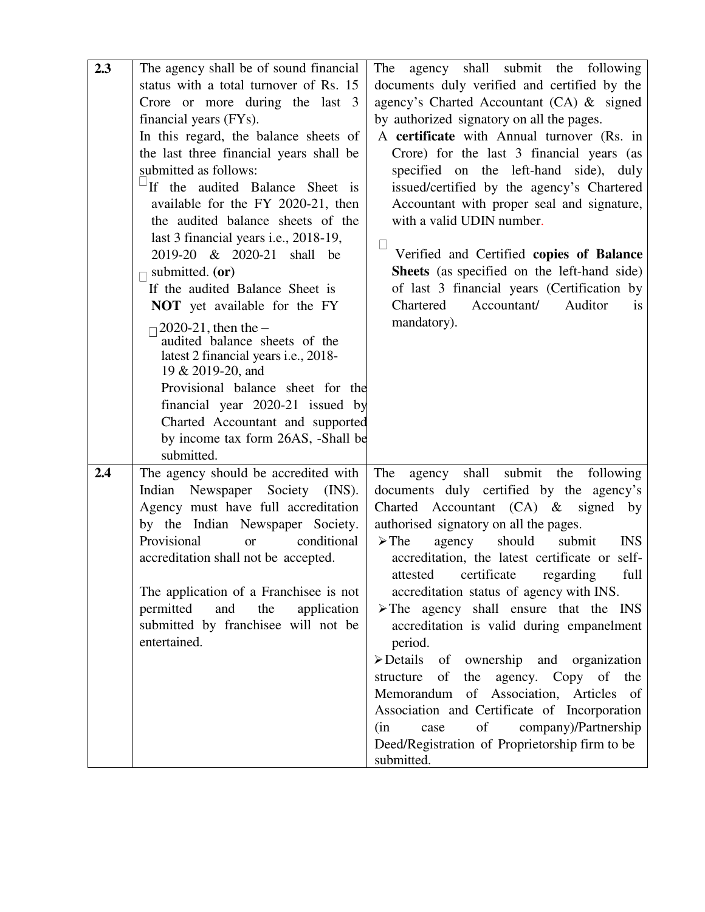| 2.3 | The agency shall be of sound financial status with a total turnover of Rs. 15 Crore or more during the last 3 financial years (FYs).<br>In this regard, the balance sheets of the last three financial years shall be submitted as follows:<br>- If the audited Balance Sheet is available for the FY 2020-21, then the audited balance sheets of the last 3 financial years i.e., 2018-19, 2019-20 & 2020-21 shall be submitted. **(or)**<br>- If the audited Balance Sheet is **NOT** yet available for the FY 2020-21, then the –<br>  - audited balance sheets of the latest 2 financial years i.e., 2018-19 & 2019-20, and<br>  - Provisional balance sheet for the financial year 2020-21 issued by Charted Accountant and supported by income tax form 26AS, -Shall be submitted. | The agency shall submit the following documents duly verified and certified by the agency's Charted Accountant (CA) & signed by authorized signatory on all the pages.<br>- A **certificate** with Annual turnover (Rs. in Crore) for the last 3 financial years (as specified on the left-hand side), duly issued/certified by the agency's Chartered Accountant with proper seal and signature, with a valid UDIN number.<br>- Verified and Certified **copies of Balance Sheets** (as specified on the left-hand side) of last 3 financial years (Certification by Chartered Accountant/ Auditor is mandatory). |
|---|---|---|
| 2.4 | The agency should be accredited with Indian Newspaper Society (INS). Agency must have full accreditation by the Indian Newspaper Society. Provisional or conditional accreditation shall not be accepted.<br><br>The application of a Franchisee is not permitted and the application submitted by franchisee will not be entertained. | The agency shall submit the following documents duly certified by the agency's Charted Accountant (CA) & signed by authorised signatory on all the pages.<br>- The agency should submit INS accreditation, the latest certificate or self-attested certificate regarding full accreditation status of agency with INS.<br>- The agency shall ensure that the INS accreditation is valid during empanelment period.<br>- Details of ownership and organization structure of the agency. Copy of the Memorandum of Association, Articles of Association and Certificate of Incorporation (in case of company)/Partnership Deed/Registration of Proprietorship firm to be submitted. |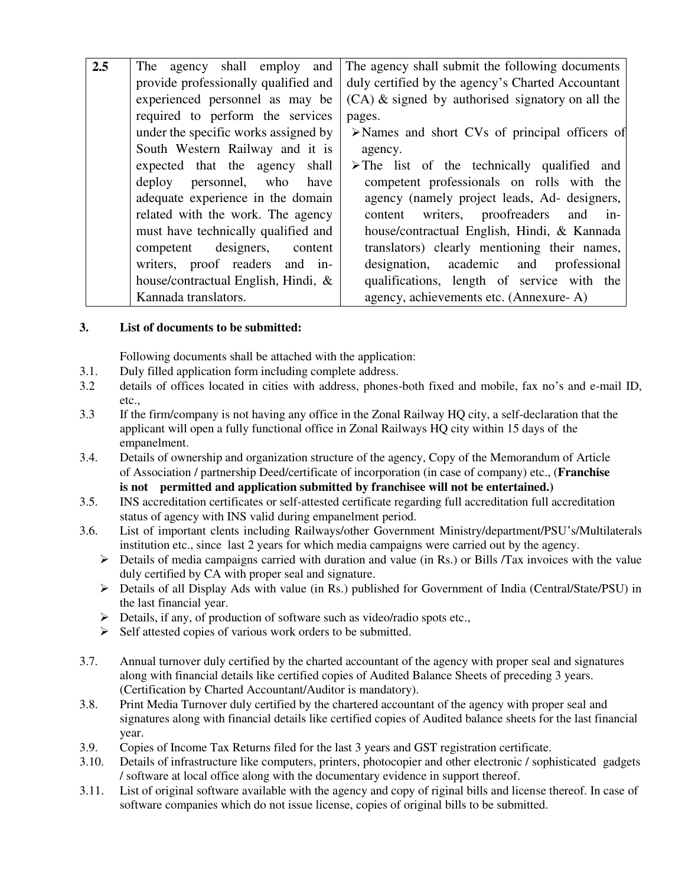| 2.5 | The agency shall employ and provide professionally qualified and experienced personnel as may be required to perform the services under the specific works assigned by South Western Railway and it is expected that the agency shall deploy personnel, who have adequate experience in the domain related with the work. The agency must have technically qualified and competent designers, content writers, proof readers and in-house/contractual English, Hindi, & Kannada translators. | The agency shall submit the following documents duly certified by the agency's Charted Accountant (CA) & signed by authorised signatory on all the pages.<br>➢ Names and short CVs of principal officers of agency.<br>➢ The list of the technically qualified and competent professionals on rolls with the agency (namely project leads, Ad- designers, content writers, proofreaders and in-house/contractual English, Hindi, & Kannada translators) clearly mentioning their names, designation, academic and professional qualifications, length of service with the agency, achievements etc. (Annexure- A) |
|---|---|---|

### 3. List of documents to be submitted:

Following documents shall be attached with the application:

3.1. Duly filled application form including complete address.

3.2 details of offices located in cities with address, phones-both fixed and mobile, fax no's and e-mail ID, etc.,

3.3 If the firm/company is not having any office in the Zonal Railway HQ city, a self-declaration that the applicant will open a fully functional office in Zonal Railways HQ city within 15 days of the empanelment.

3.4. Details of ownership and organization structure of the agency, Copy of the Memorandum of Article of Association / partnership Deed/certificate of incorporation (in case of company) etc., (**Franchise is not permitted and application submitted by franchisee will not be entertained.)**

3.5. INS accreditation certificates or self-attested certificate regarding full accreditation full accreditation status of agency with INS valid during empanelment period.

3.6. List of important clents including Railways/other Government Ministry/department/PSU's/Multilaterals institution etc., since last 2 years for which media campaigns were carried out by the agency.

- ➢ Details of media campaigns carried with duration and value (in Rs.) or Bills /Tax invoices with the value duly certified by CA with proper seal and signature.
- ➢ Details of all Display Ads with value (in Rs.) published for Government of India (Central/State/PSU) in the last financial year.
- ➢ Details, if any, of production of software such as video/radio spots etc.,
- ➢ Self attested copies of various work orders to be submitted.

3.7. Annual turnover duly certified by the charted accountant of the agency with proper seal and signatures along with financial details like certified copies of Audited Balance Sheets of preceding 3 years. (Certification by Charted Accountant/Auditor is mandatory).

3.8. Print Media Turnover duly certified by the chartered accountant of the agency with proper seal and signatures along with financial details like certified copies of Audited balance sheets for the last financial year.

3.9. Copies of Income Tax Returns filed for the last 3 years and GST registration certificate.

3.10. Details of infrastructure like computers, printers, photocopier and other electronic / sophisticated gadgets / software at local office along with the documentary evidence in support thereof.

3.11. List of original software available with the agency and copy of riginal bills and license thereof. In case of software companies which do not issue license, copies of original bills to be submitted.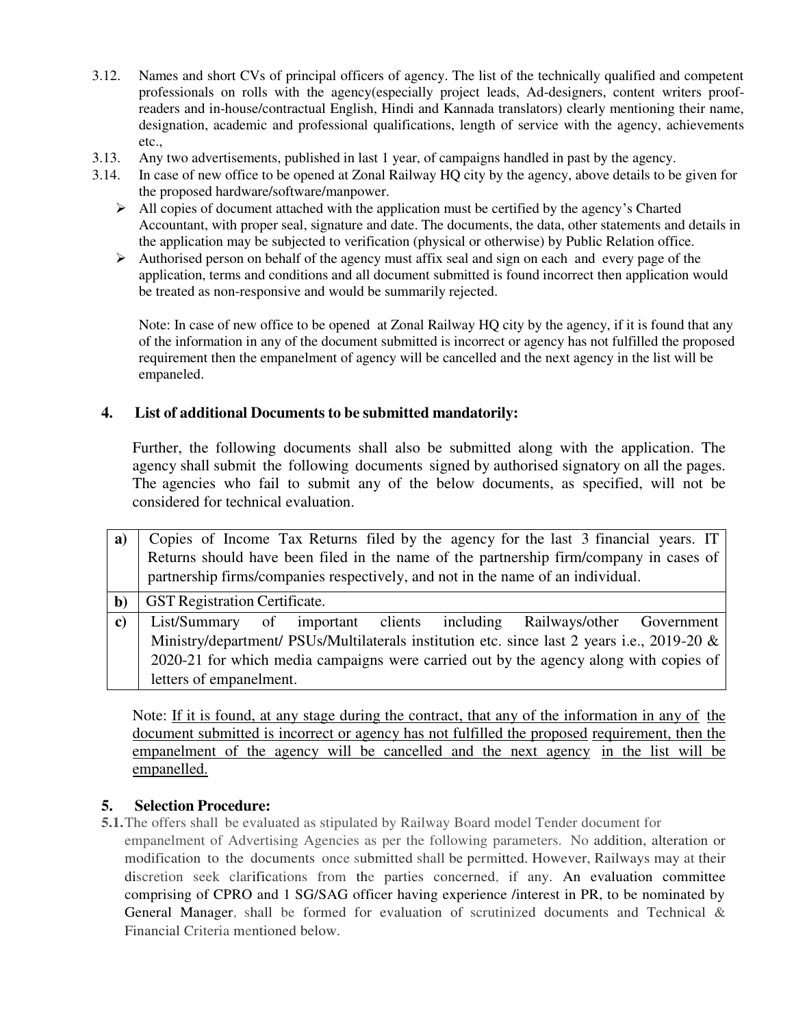3.12. Names and short CVs of principal officers of agency. The list of the technically qualified and competent professionals on rolls with the agency(especially project leads, Ad-designers, content writers proof-readers and in-house/contractual English, Hindi and Kannada translators) clearly mentioning their name, designation, academic and professional qualifications, length of service with the agency, achievements etc.,

3.13. Any two advertisements, published in last 1 year, of campaigns handled in past by the agency.

3.14. In case of new office to be opened at Zonal Railway HQ city by the agency, above details to be given for the proposed hardware/software/manpower.

- All copies of document attached with the application must be certified by the agency's Charted Accountant, with proper seal, signature and date. The documents, the data, other statements and details in the application may be subjected to verification (physical or otherwise) by Public Relation office.
- Authorised person on behalf of the agency must affix seal and sign on each and every page of the application, terms and conditions and all document submitted is found incorrect then application would be treated as non-responsive and would be summarily rejected.

Note: In case of new office to be opened at Zonal Railway HQ city by the agency, if it is found that any of the information in any of the document submitted is incorrect or agency has not fulfilled the proposed requirement then the empanelment of agency will be cancelled and the next agency in the list will be empaneled.

## 4. List of additional Documents to be submitted mandatorily:

Further, the following documents shall also be submitted along with the application. The agency shall submit the following documents signed by authorised signatory on all the pages. The agencies who fail to submit any of the below documents, as specified, will not be considered for technical evaluation.

| | |
|---|---|
| **a)** | Copies of Income Tax Returns filed by the agency for the last 3 financial years. IT Returns should have been filed in the name of the partnership firm/company in cases of partnership firms/companies respectively, and not in the name of an individual. |
| **b)** | GST Registration Certificate. |
| **c)** | List/Summary of important clients including Railways/other Government Ministry/department/ PSUs/Multilaterals institution etc. since last 2 years i.e., 2019-20 & 2020-21 for which media campaigns were carried out by the agency along with copies of letters of empanelment. |

Note: <u>If it is found, at any stage during the contract, that any of the information in any of the document submitted is incorrect or agency has not fulfilled the proposed requirement, then the empanelment of the agency will be cancelled and the next agency in the list will be empanelled.</u>

## 5. Selection Procedure:

**5.1.** The offers shall be evaluated as stipulated by Railway Board model Tender document for empanelment of Advertising Agencies as per the following parameters. No addition, alteration or modification to the documents once submitted shall be permitted. However, Railways may at their discretion seek clarifications from the parties concerned, if any. An evaluation committee comprising of CPRO and 1 SG/SAG officer having experience /interest in PR, to be nominated by General Manager, shall be formed for evaluation of scrutinized documents and Technical & Financial Criteria mentioned below.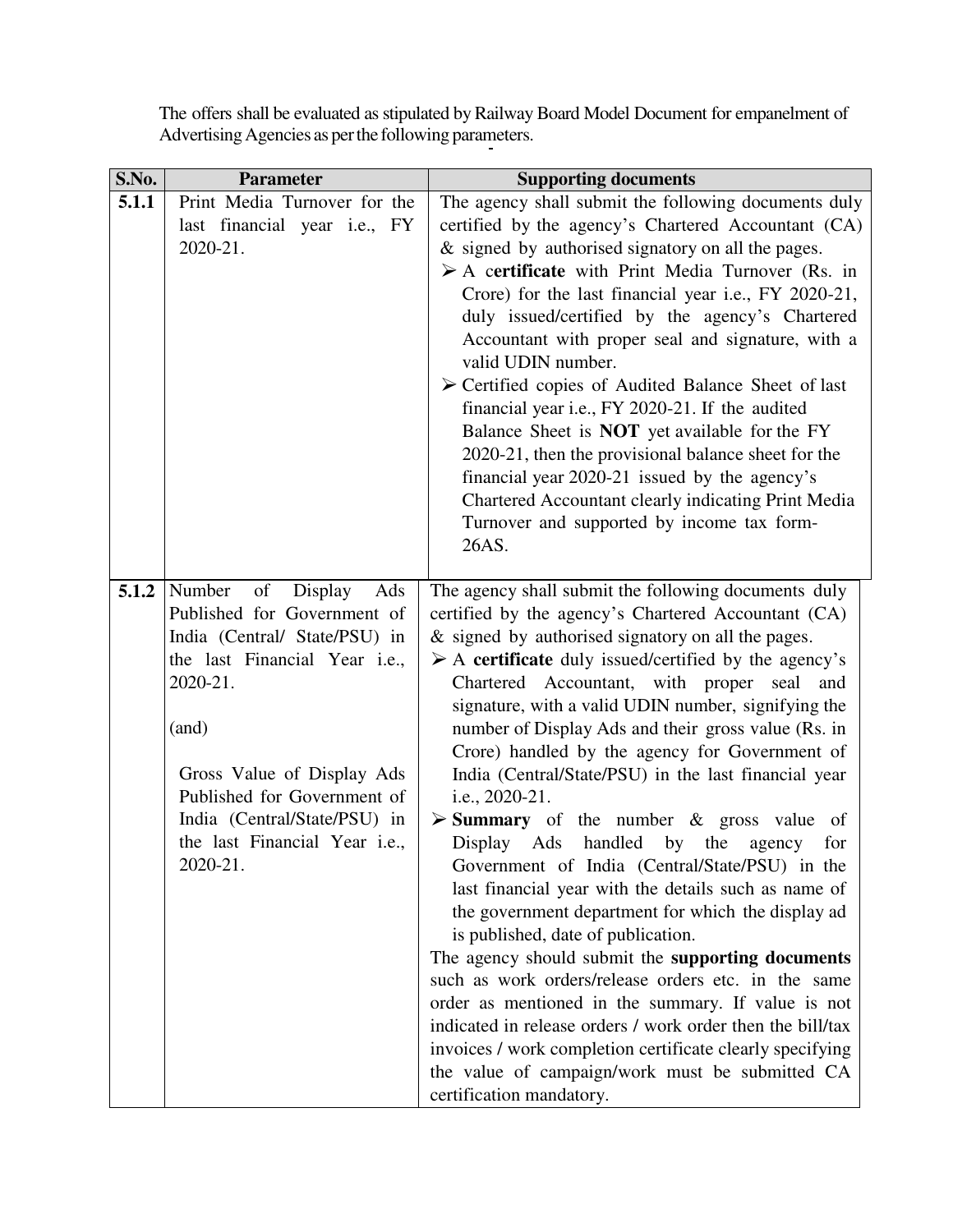The offers shall be evaluated as stipulated by Railway Board Model Document for empanelment of Advertising Agencies as per the following parameters.

| S.No. | Parameter | Supporting documents |
|---|---|---|
| **5.1.1** | Print Media Turnover for the last financial year i.e., FY 2020-21. | The agency shall submit the following documents duly certified by the agency's Chartered Accountant (CA) & signed by authorised signatory on all the pages.<br>➢ A **certificate** with Print Media Turnover (Rs. in Crore) for the last financial year i.e., FY 2020-21, duly issued/certified by the agency's Chartered Accountant with proper seal and signature, with a valid UDIN number.<br>➢ Certified copies of Audited Balance Sheet of last financial year i.e., FY 2020-21. If the audited Balance Sheet is **NOT** yet available for the FY 2020-21, then the provisional balance sheet for the financial year 2020-21 issued by the agency's Chartered Accountant clearly indicating Print Media Turnover and supported by income tax form-26AS. |
| **5.1.2** | Number of Display Ads Published for Government of India (Central/ State/PSU) in the last Financial Year i.e., 2020-21.<br><br>(and)<br><br>Gross Value of Display Ads Published for Government of India (Central/State/PSU) in the last Financial Year i.e., 2020-21. | The agency shall submit the following documents duly certified by the agency's Chartered Accountant (CA) & signed by authorised signatory on all the pages.<br>➢ A **certificate** duly issued/certified by the agency's Chartered Accountant, with proper seal and signature, with a valid UDIN number, signifying the number of Display Ads and their gross value (Rs. in Crore) handled by the agency for Government of India (Central/State/PSU) in the last financial year i.e., 2020-21.<br>➢ **Summary** of the number & gross value of Display Ads handled by the agency for Government of India (Central/State/PSU) in the last financial year with the details such as name of the government department for which the display ad is published, date of publication.<br>The agency should submit the **supporting documents** such as work orders/release orders etc. in the same order as mentioned in the summary. If value is not indicated in release orders / work order then the bill/tax invoices / work completion certificate clearly specifying the value of campaign/work must be submitted CA certification mandatory. |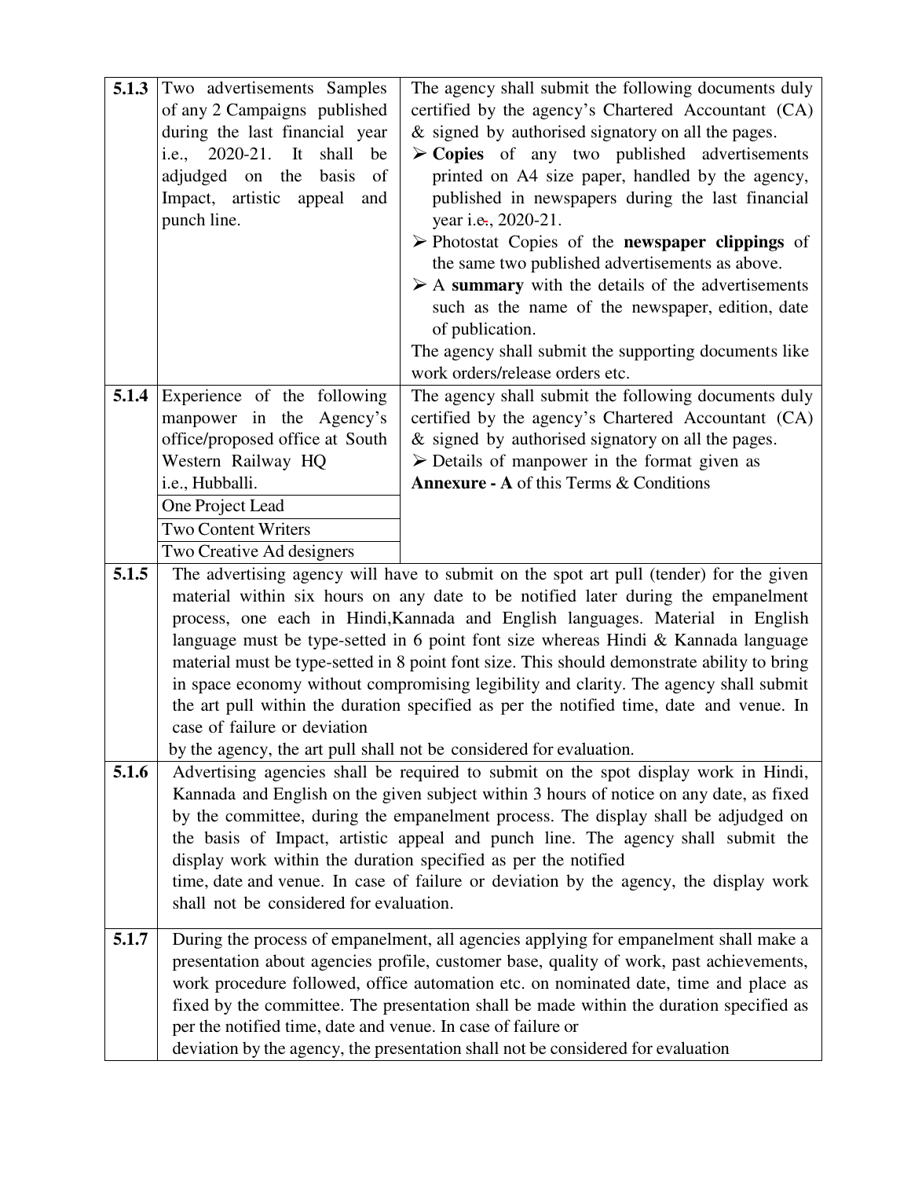| 5.1.3 | Two advertisements Samples of any 2 Campaigns published during the last financial year i.e., 2020-21. It shall be adjudged on the basis of Impact, artistic appeal and punch line. | The agency shall submit the following documents duly certified by the agency's Chartered Accountant (CA) & signed by authorised signatory on all the pages.<br>➢ **Copies** of any two published advertisements printed on A4 size paper, handled by the agency, published in newspapers during the last financial year i.e., 2020-21.<br>➢ Photostat Copies of the **newspaper clippings** of the same two published advertisements as above.<br>➢ A **summary** with the details of the advertisements such as the name of the newspaper, edition, date of publication.<br>The agency shall submit the supporting documents like work orders/release orders etc. |
|---|---|---|
| 5.1.4 | Experience of the following manpower in the Agency's office/proposed office at South Western Railway HQ i.e., Hubballi.<br>One Project Lead<br>Two Content Writers<br>Two Creative Ad designers | The agency shall submit the following documents duly certified by the agency's Chartered Accountant (CA) & signed by authorised signatory on all the pages.<br>➢ Details of manpower in the format given as **Annexure - A** of this Terms & Conditions |
| 5.1.5 | The advertising agency will have to submit on the spot art pull (tender) for the given material within six hours on any date to be notified later during the empanelment process, one each in Hindi,Kannada and English languages. Material in English language must be type-setted in 6 point font size whereas Hindi & Kannada language material must be type-setted in 8 point font size. This should demonstrate ability to bring in space economy without compromising legibility and clarity. The agency shall submit the art pull within the duration specified as per the notified time, date and venue. In case of failure or deviation by the agency, the art pull shall not be considered for evaluation. | |
| 5.1.6 | Advertising agencies shall be required to submit on the spot display work in Hindi, Kannada and English on the given subject within 3 hours of notice on any date, as fixed by the committee, during the empanelment process. The display shall be adjudged on the basis of Impact, artistic appeal and punch line. The agency shall submit the display work within the duration specified as per the notified time, date and venue. In case of failure or deviation by the agency, the display work shall not be considered for evaluation. | |
| 5.1.7 | During the process of empanelment, all agencies applying for empanelment shall make a presentation about agencies profile, customer base, quality of work, past achievements, work procedure followed, office automation etc. on nominated date, time and place as fixed by the committee. The presentation shall be made within the duration specified as per the notified time, date and venue. In case of failure or deviation by the agency, the presentation shall not be considered for evaluation | |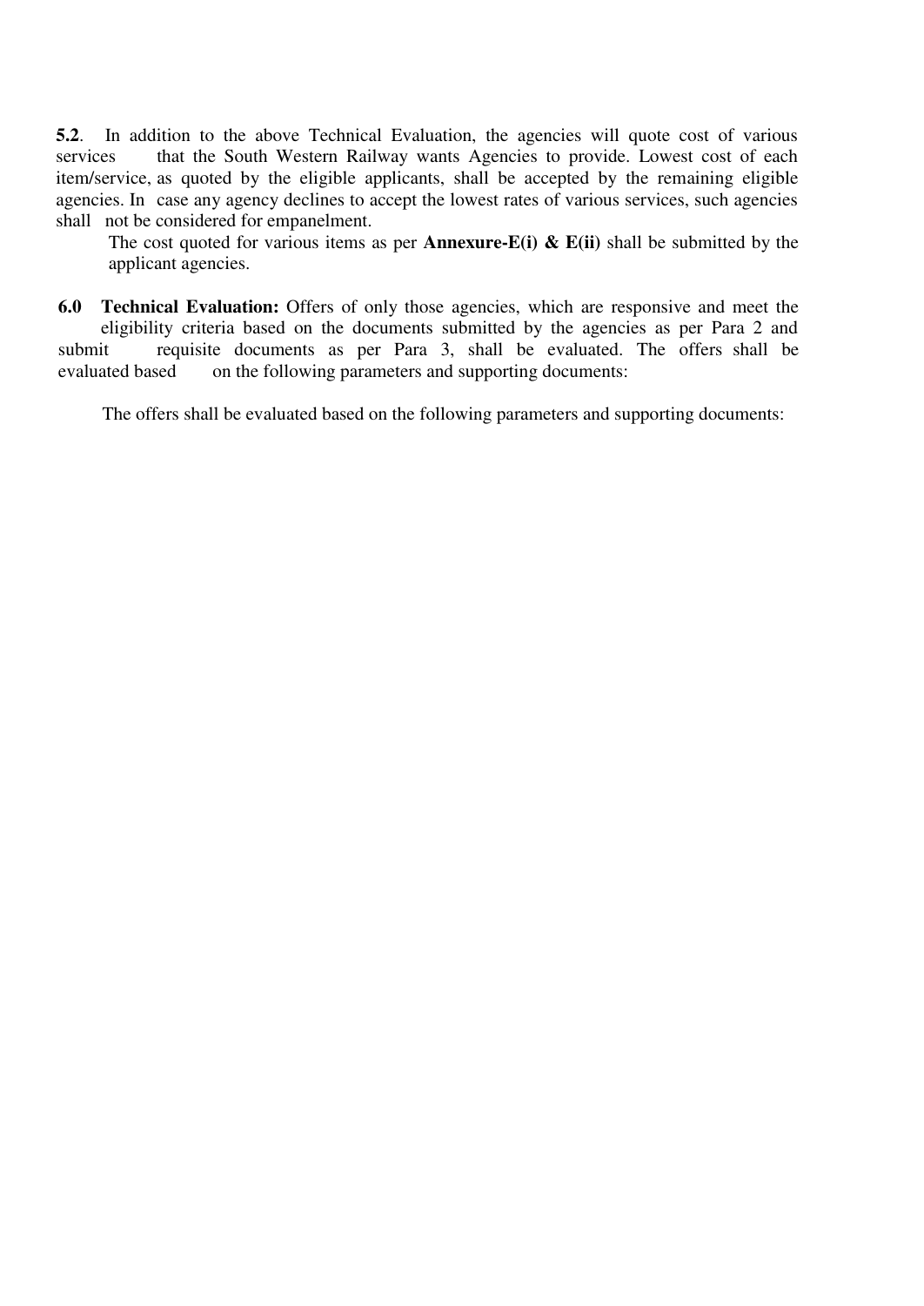**5.2**. In addition to the above Technical Evaluation, the agencies will quote cost of various services that the South Western Railway wants Agencies to provide. Lowest cost of each item/service, as quoted by the eligible applicants, shall be accepted by the remaining eligible agencies. In case any agency declines to accept the lowest rates of various services, such agencies shall not be considered for empanelment.

The cost quoted for various items as per **Annexure-E(i) & E(ii)** shall be submitted by the applicant agencies.

**6.0 Technical Evaluation:** Offers of only those agencies, which are responsive and meet the eligibility criteria based on the documents submitted by the agencies as per Para 2 and submit requisite documents as per Para 3, shall be evaluated. The offers shall be evaluated based on the following parameters and supporting documents:

The offers shall be evaluated based on the following parameters and supporting documents: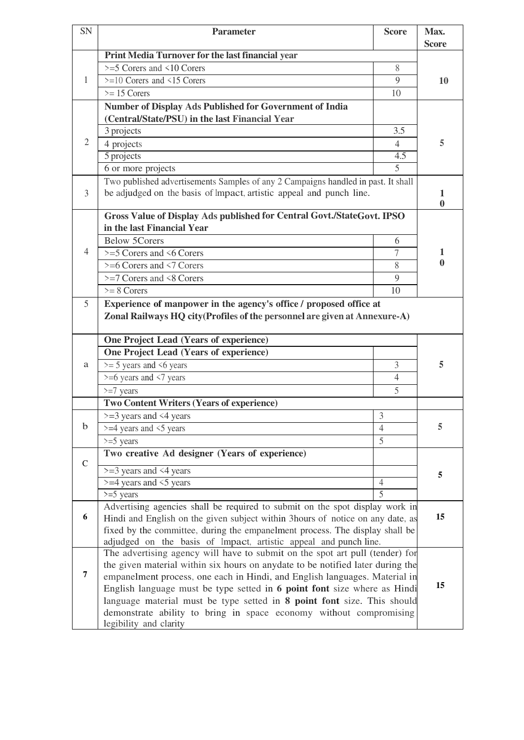| SN | Parameter | Score | Max. Score |
|---|---|---|---|
| 1 | **Print Media Turnover for the last financial year** | | 10 |
| | >=5 Corers and <10 Corers | 8 | |
| | >=10 Corers and <15 Corers | 9 | |
| | >= 15 Corers | 10 | |
| 2 | **Number of Display Ads Published for Government of India (Central/State/PSU) in the last Financial Year** | | 5 |
| | 3 projects | 3.5 | |
| | 4 projects | 4 | |
| | 5 projects | 4.5 | |
| | 6 or more projects | 5 | |
| 3 | Two published advertisements Samples of any 2 Campaigns handled in past. It shall be adjudged on the basis of Impact, artistic appeal and punch line. | | 10 |
| 4 | **Gross Value of Display Ads published for Central Govt./StateGovt. IPSO in the last Financial Year** | | 10 |
| | Below 5Corers | 6 | |
| | >=5 Corers and <6 Corers | 7 | |
| | >=6 Corers and <7 Corers | 8 | |
| | >=7 Corers and <8 Corers | 9 | |
| | >= 8 Corers | 10 | |
| 5 | **Experience of manpower in the agency's office / proposed office at Zonal Railways HQ city(Profiles of the personnel are given at Annexure-A)** | | |
| a | **One Project Lead (Years of experience)** | | 5 |
| | **One Project Lead (Years of experience)** | | |
| | >= 5 years and <6 years | 3 | |
| | >=6 years and <7 years | 4 | |
| | >=7 years | 5 | |
| b | **Two Content Writers (Years of experience)** | | 5 |
| | >=3 years and <4 years | 3 | |
| | >=4 years and <5 years | 4 | |
| | >=5 years | 5 | |
| C | **Two creative Ad designer (Years of experience)** | | 5 |
| | >=3 years and <4 years | | |
| | >=4 years and <5 years | 4 | |
| | >=5 years | 5 | |
| 6 | Advertising agencies shall be required to submit on the spot display work in Hindi and English on the given subject within 3hours of notice on any date, as fixed by the committee, during the empanelment process. The display shall be adjudged on the basis of Impact, artistic appeal and punch line. | | 15 |
| 7 | The advertising agency will have to submit on the spot art pull (tender) for the given material within six hours on anydate to be notified later during the empanelment process, one each in Hindi, and English languages. Material in English language must be type setted in **6 point font** size where as Hindi language material must be type setted in **8 point font** size. This should demonstrate ability to bring in space economy without compromising legibility and clarity | | 15 |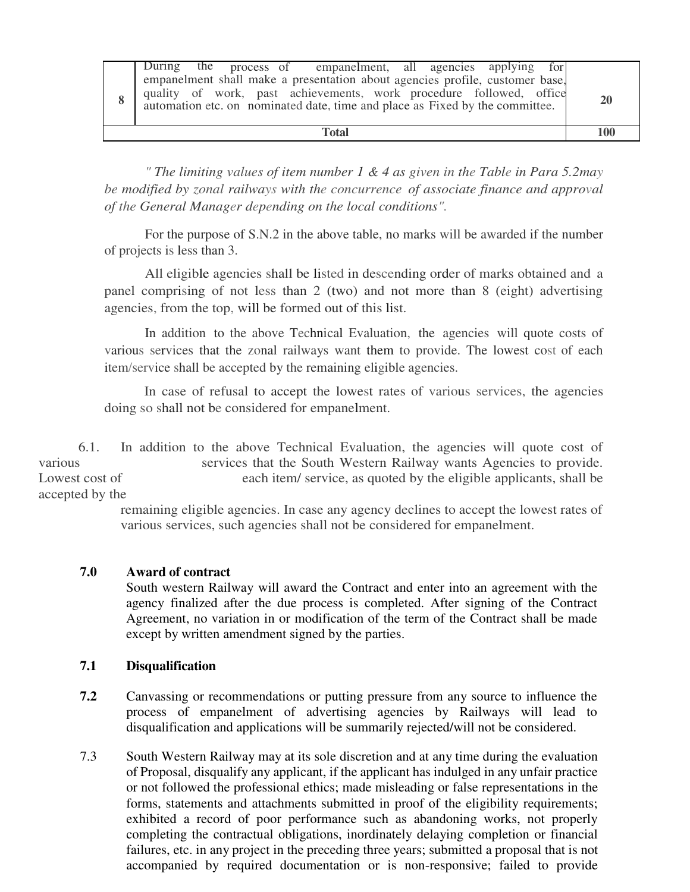| | | |
|---|---|---|
| 8 | During the process of empanelment, all agencies applying for empanelment shall make a presentation about agencies profile, customer base, quality of work, past achievements, work procedure followed, office automation etc. on nominated date, time and place as Fixed by the committee. | 20 |
| **Total** | | **100** |

*" The limiting values of item number 1 & 4 as given in the Table in Para 5.2may be modified by zonal railways with the concurrence of associate finance and approval of the General Manager depending on the local conditions".*

For the purpose of S.N.2 in the above table, no marks will be awarded if the number of projects is less than 3.

All eligible agencies shall be listed in descending order of marks obtained and a panel comprising of not less than 2 (two) and not more than 8 (eight) advertising agencies, from the top, will be formed out of this list.

In addition to the above Technical Evaluation, the agencies will quote costs of various services that the zonal railways want them to provide. The lowest cost of each item/service shall be accepted by the remaining eligible agencies.

In case of refusal to accept the lowest rates of various services, the agencies doing so shall not be considered for empanelment.

6.1. In addition to the above Technical Evaluation, the agencies will quote cost of various services that the South Western Railway wants Agencies to provide. Lowest cost of each item/ service, as quoted by the eligible applicants, shall be accepted by the remaining eligible agencies. In case any agency declines to accept the lowest rates of various services, such agencies shall not be considered for empanelment.

**7.0 Award of contract**

South western Railway will award the Contract and enter into an agreement with the agency finalized after the due process is completed. After signing of the Contract Agreement, no variation in or modification of the term of the Contract shall be made except by written amendment signed by the parties.

**7.1 Disqualification**

**7.2** Canvassing or recommendations or putting pressure from any source to influence the process of empanelment of advertising agencies by Railways will lead to disqualification and applications will be summarily rejected/will not be considered.

7.3 South Western Railway may at its sole discretion and at any time during the evaluation of Proposal, disqualify any applicant, if the applicant has indulged in any unfair practice or not followed the professional ethics; made misleading or false representations in the forms, statements and attachments submitted in proof of the eligibility requirements; exhibited a record of poor performance such as abandoning works, not properly completing the contractual obligations, inordinately delaying completion or financial failures, etc. in any project in the preceding three years; submitted a proposal that is not accompanied by required documentation or is non-responsive; failed to provide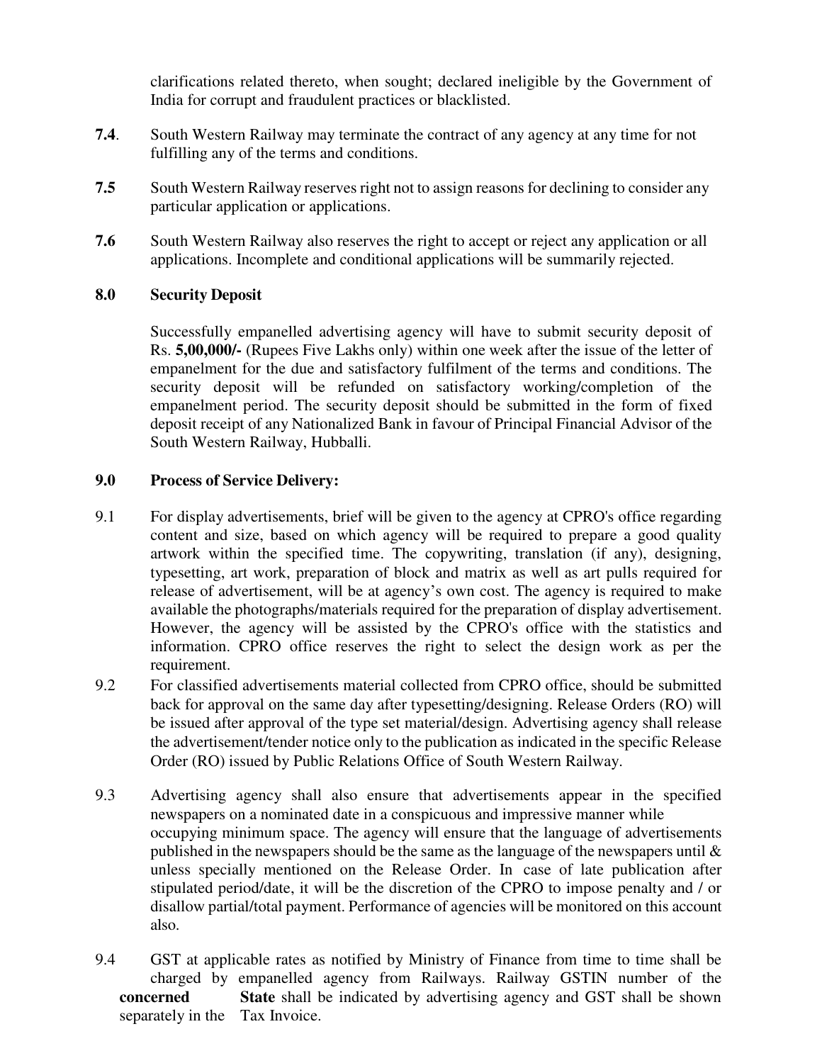clarifications related thereto, when sought; declared ineligible by the Government of India for corrupt and fraudulent practices or blacklisted.

**7.4**. South Western Railway may terminate the contract of any agency at any time for not fulfilling any of the terms and conditions.

**7.5** South Western Railway reserves right not to assign reasons for declining to consider any particular application or applications.

**7.6** South Western Railway also reserves the right to accept or reject any application or all applications. Incomplete and conditional applications will be summarily rejected.

## 8.0 Security Deposit

Successfully empanelled advertising agency will have to submit security deposit of Rs. **5,00,000/-** (Rupees Five Lakhs only) within one week after the issue of the letter of empanelment for the due and satisfactory fulfilment of the terms and conditions. The security deposit will be refunded on satisfactory working/completion of the empanelment period. The security deposit should be submitted in the form of fixed deposit receipt of any Nationalized Bank in favour of Principal Financial Advisor of the South Western Railway, Hubballi.

## 9.0 Process of Service Delivery:

9.1 For display advertisements, brief will be given to the agency at CPRO's office regarding content and size, based on which agency will be required to prepare a good quality artwork within the specified time. The copywriting, translation (if any), designing, typesetting, art work, preparation of block and matrix as well as art pulls required for release of advertisement, will be at agency's own cost. The agency is required to make available the photographs/materials required for the preparation of display advertisement. However, the agency will be assisted by the CPRO's office with the statistics and information. CPRO office reserves the right to select the design work as per the requirement.

9.2 For classified advertisements material collected from CPRO office, should be submitted back for approval on the same day after typesetting/designing. Release Orders (RO) will be issued after approval of the type set material/design. Advertising agency shall release the advertisement/tender notice only to the publication as indicated in the specific Release Order (RO) issued by Public Relations Office of South Western Railway.

9.3 Advertising agency shall also ensure that advertisements appear in the specified newspapers on a nominated date in a conspicuous and impressive manner while occupying minimum space. The agency will ensure that the language of advertisements published in the newspapers should be the same as the language of the newspapers until & unless specially mentioned on the Release Order. In case of late publication after stipulated period/date, it will be the discretion of the CPRO to impose penalty and / or disallow partial/total payment. Performance of agencies will be monitored on this account also.

9.4 GST at applicable rates as notified by Ministry of Finance from time to time shall be charged by empanelled agency from Railways. Railway GSTIN number of the **concerned State** shall be indicated by advertising agency and GST shall be shown separately in the Tax Invoice.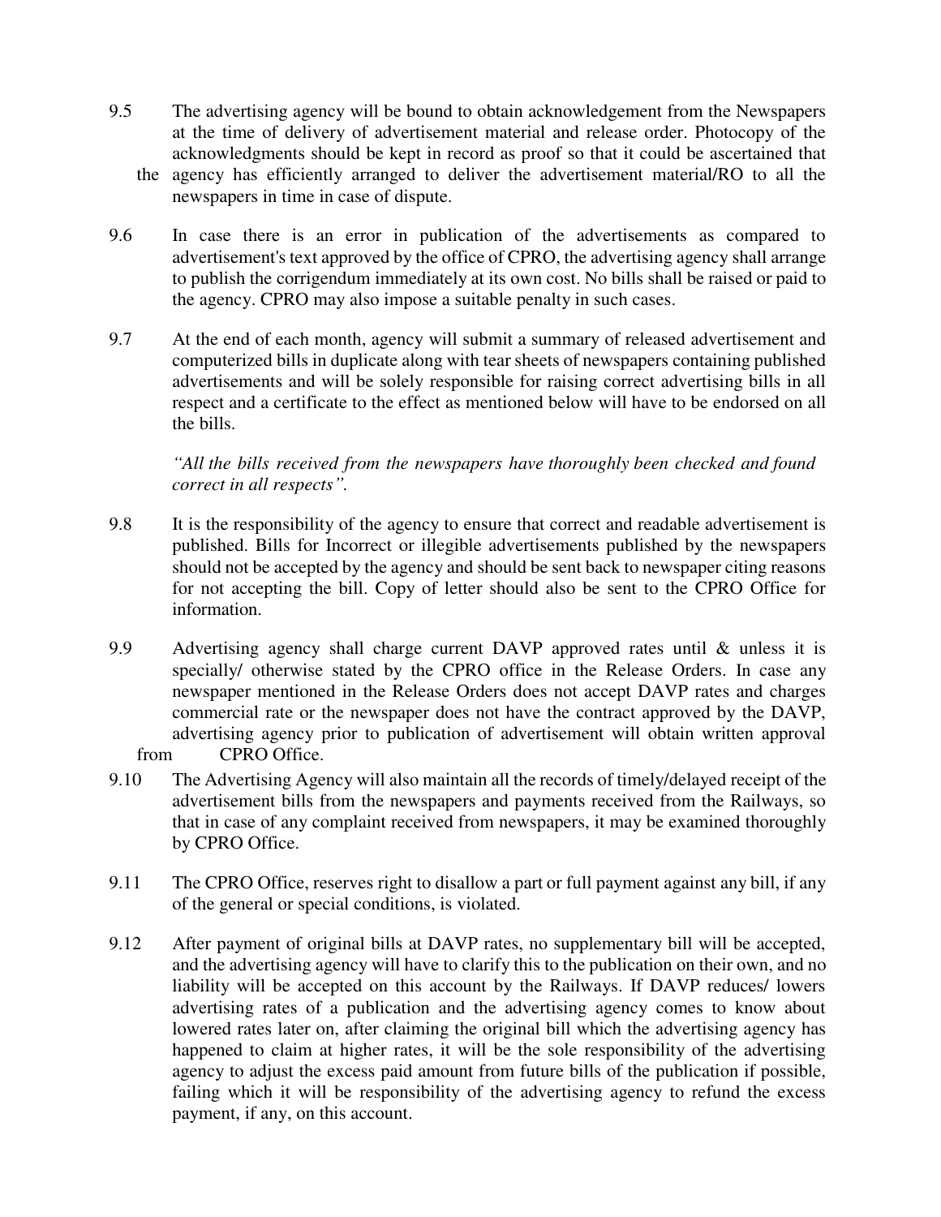9.5 The advertising agency will be bound to obtain acknowledgement from the Newspapers at the time of delivery of advertisement material and release order. Photocopy of the acknowledgments should be kept in record as proof so that it could be ascertained that the agency has efficiently arranged to deliver the advertisement material/RO to all the newspapers in time in case of dispute.

9.6 In case there is an error in publication of the advertisements as compared to advertisement's text approved by the office of CPRO, the advertising agency shall arrange to publish the corrigendum immediately at its own cost. No bills shall be raised or paid to the agency. CPRO may also impose a suitable penalty in such cases.

9.7 At the end of each month, agency will submit a summary of released advertisement and computerized bills in duplicate along with tear sheets of newspapers containing published advertisements and will be solely responsible for raising correct advertising bills in all respect and a certificate to the effect as mentioned below will have to be endorsed on all the bills.

*"All the bills received from the newspapers have thoroughly been checked and found correct in all respects".*

9.8 It is the responsibility of the agency to ensure that correct and readable advertisement is published. Bills for Incorrect or illegible advertisements published by the newspapers should not be accepted by the agency and should be sent back to newspaper citing reasons for not accepting the bill. Copy of letter should also be sent to the CPRO Office for information.

9.9 Advertising agency shall charge current DAVP approved rates until & unless it is specially/ otherwise stated by the CPRO office in the Release Orders. In case any newspaper mentioned in the Release Orders does not accept DAVP rates and charges commercial rate or the newspaper does not have the contract approved by the DAVP, advertising agency prior to publication of advertisement will obtain written approval from CPRO Office.

9.10 The Advertising Agency will also maintain all the records of timely/delayed receipt of the advertisement bills from the newspapers and payments received from the Railways, so that in case of any complaint received from newspapers, it may be examined thoroughly by CPRO Office.

9.11 The CPRO Office, reserves right to disallow a part or full payment against any bill, if any of the general or special conditions, is violated.

9.12 After payment of original bills at DAVP rates, no supplementary bill will be accepted, and the advertising agency will have to clarify this to the publication on their own, and no liability will be accepted on this account by the Railways. If DAVP reduces/ lowers advertising rates of a publication and the advertising agency comes to know about lowered rates later on, after claiming the original bill which the advertising agency has happened to claim at higher rates, it will be the sole responsibility of the advertising agency to adjust the excess paid amount from future bills of the publication if possible, failing which it will be responsibility of the advertising agency to refund the excess payment, if any, on this account.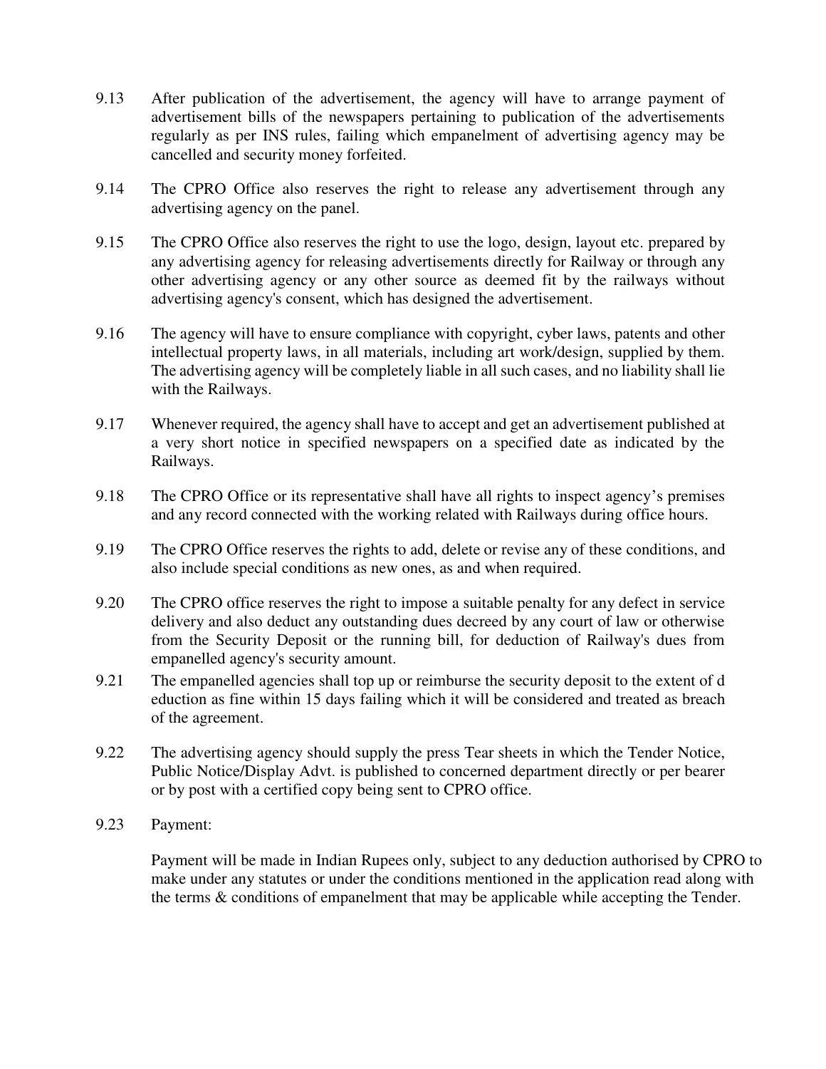9.13 After publication of the advertisement, the agency will have to arrange payment of advertisement bills of the newspapers pertaining to publication of the advertisements regularly as per INS rules, failing which empanelment of advertising agency may be cancelled and security money forfeited.

9.14 The CPRO Office also reserves the right to release any advertisement through any advertising agency on the panel.

9.15 The CPRO Office also reserves the right to use the logo, design, layout etc. prepared by any advertising agency for releasing advertisements directly for Railway or through any other advertising agency or any other source as deemed fit by the railways without advertising agency's consent, which has designed the advertisement.

9.16 The agency will have to ensure compliance with copyright, cyber laws, patents and other intellectual property laws, in all materials, including art work/design, supplied by them. The advertising agency will be completely liable in all such cases, and no liability shall lie with the Railways.

9.17 Whenever required, the agency shall have to accept and get an advertisement published at a very short notice in specified newspapers on a specified date as indicated by the Railways.

9.18 The CPRO Office or its representative shall have all rights to inspect agency's premises and any record connected with the working related with Railways during office hours.

9.19 The CPRO Office reserves the rights to add, delete or revise any of these conditions, and also include special conditions as new ones, as and when required.

9.20 The CPRO office reserves the right to impose a suitable penalty for any defect in service delivery and also deduct any outstanding dues decreed by any court of law or otherwise from the Security Deposit or the running bill, for deduction of Railway's dues from empanelled agency's security amount.

9.21 The empanelled agencies shall top up or reimburse the security deposit to the extent of d eduction as fine within 15 days failing which it will be considered and treated as breach of the agreement.

9.22 The advertising agency should supply the press Tear sheets in which the Tender Notice, Public Notice/Display Advt. is published to concerned department directly or per bearer or by post with a certified copy being sent to CPRO office.

9.23 Payment:

Payment will be made in Indian Rupees only, subject to any deduction authorised by CPRO to make under any statutes or under the conditions mentioned in the application read along with the terms & conditions of empanelment that may be applicable while accepting the Tender.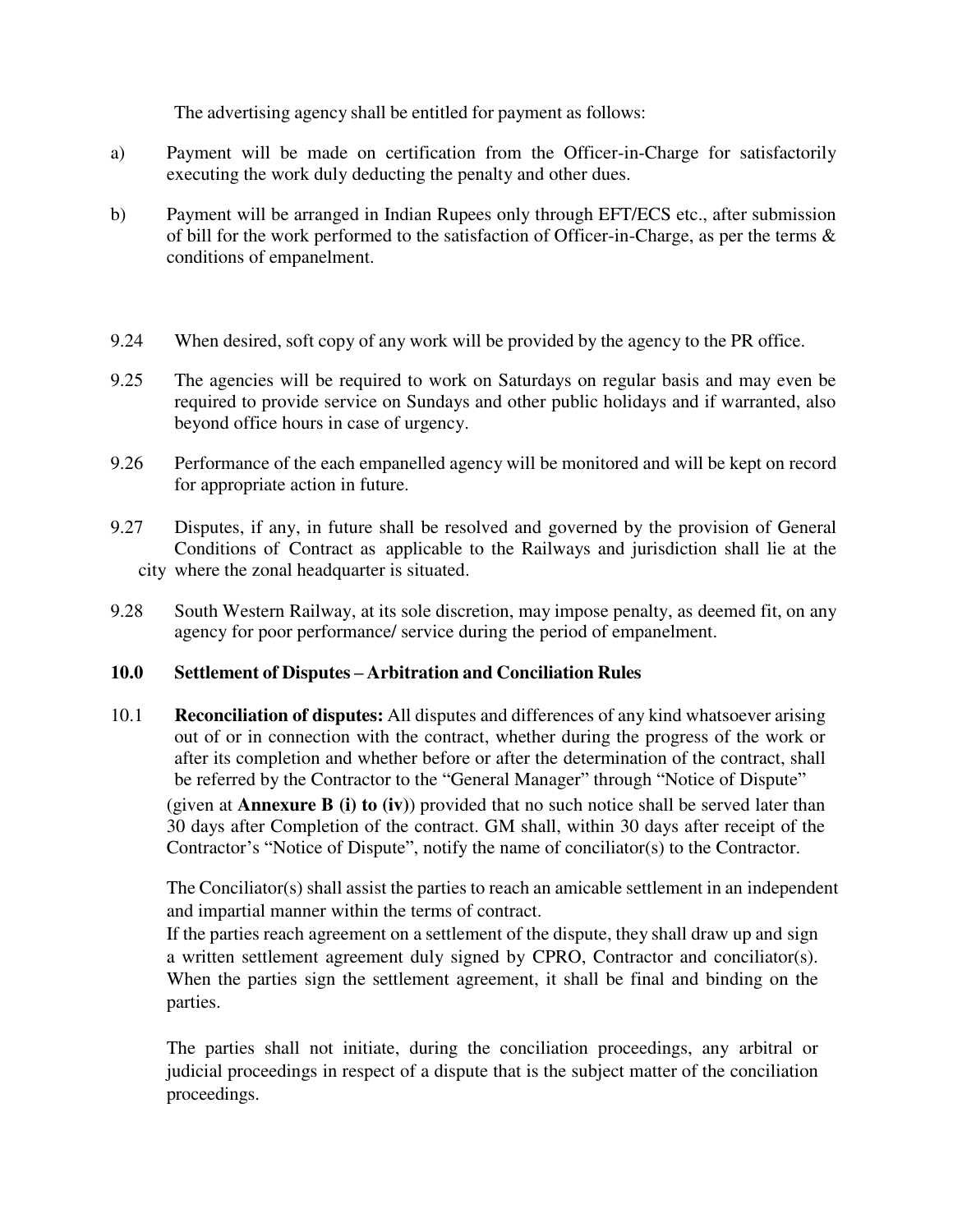The advertising agency shall be entitled for payment as follows:

a) Payment will be made on certification from the Officer-in-Charge for satisfactorily executing the work duly deducting the penalty and other dues.

b) Payment will be arranged in Indian Rupees only through EFT/ECS etc., after submission of bill for the work performed to the satisfaction of Officer-in-Charge, as per the terms & conditions of empanelment.

9.24 When desired, soft copy of any work will be provided by the agency to the PR office.

9.25 The agencies will be required to work on Saturdays on regular basis and may even be required to provide service on Sundays and other public holidays and if warranted, also beyond office hours in case of urgency.

9.26 Performance of the each empanelled agency will be monitored and will be kept on record for appropriate action in future.

9.27 Disputes, if any, in future shall be resolved and governed by the provision of General Conditions of Contract as applicable to the Railways and jurisdiction shall lie at the city where the zonal headquarter is situated.

9.28 South Western Railway, at its sole discretion, may impose penalty, as deemed fit, on any agency for poor performance/ service during the period of empanelment.

**10.0 Settlement of Disputes – Arbitration and Conciliation Rules**

10.1 **Reconciliation of disputes:** All disputes and differences of any kind whatsoever arising out of or in connection with the contract, whether during the progress of the work or after its completion and whether before or after the determination of the contract, shall be referred by the Contractor to the "General Manager" through "Notice of Dispute" (given at **Annexure B (i) to (iv)**) provided that no such notice shall be served later than 30 days after Completion of the contract. GM shall, within 30 days after receipt of the Contractor's "Notice of Dispute", notify the name of conciliator(s) to the Contractor.

The Conciliator(s) shall assist the parties to reach an amicable settlement in an independent and impartial manner within the terms of contract.
If the parties reach agreement on a settlement of the dispute, they shall draw up and sign a written settlement agreement duly signed by CPRO, Contractor and conciliator(s). When the parties sign the settlement agreement, it shall be final and binding on the parties.

The parties shall not initiate, during the conciliation proceedings, any arbitral or judicial proceedings in respect of a dispute that is the subject matter of the conciliation proceedings.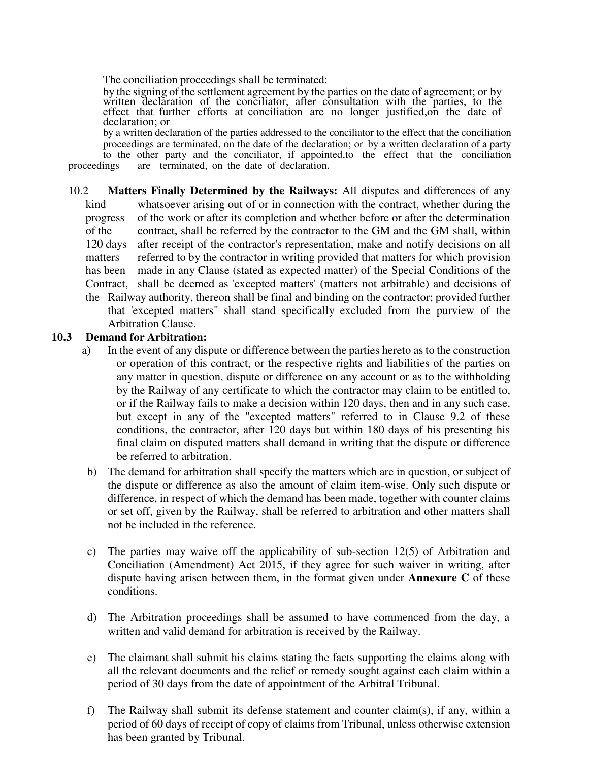The conciliation proceedings shall be terminated:

by the signing of the settlement agreement by the parties on the date of agreement; or by written declaration of the conciliator, after consultation with the parties, to the effect that further efforts at conciliation are no longer justified,on the date of declaration; or

by a written declaration of the parties addressed to the conciliator to the effect that the conciliation proceedings are terminated, on the date of the declaration; or by a written declaration of a party to the other party and the conciliator, if appointed,to the effect that the conciliation proceedings are terminated, on the date of declaration.

10.2 **Matters Finally Determined by the Railways:** All disputes and differences of any kind whatsoever arising out of or in connection with the contract, whether during the progress of the work or after its completion and whether before or after the determination of the contract, shall be referred by the contractor to the GM and the GM shall, within 120 days after receipt of the contractor's representation, make and notify decisions on all matters referred to by the contractor in writing provided that matters for which provision has been made in any Clause (stated as expected matter) of the Special Conditions of the Contract, shall be deemed as 'excepted matters' (matters not arbitrable) and decisions of the Railway authority, thereon shall be final and binding on the contractor; provided further that 'excepted matters" shall stand specifically excluded from the purview of the Arbitration Clause.

**10.3 Demand for Arbitration:**

a) In the event of any dispute or difference between the parties hereto as to the construction or operation of this contract, or the respective rights and liabilities of the parties on any matter in question, dispute or difference on any account or as to the withholding by the Railway of any certificate to which the contractor may claim to be entitled to, or if the Railway fails to make a decision within 120 days, then and in any such case, but except in any of the "excepted matters" referred to in Clause 9.2 of these conditions, the contractor, after 120 days but within 180 days of his presenting his final claim on disputed matters shall demand in writing that the dispute or difference be referred to arbitration.

b) The demand for arbitration shall specify the matters which are in question, or subject of the dispute or difference as also the amount of claim item-wise. Only such dispute or difference, in respect of which the demand has been made, together with counter claims or set off, given by the Railway, shall be referred to arbitration and other matters shall not be included in the reference.

c) The parties may waive off the applicability of sub-section 12(5) of Arbitration and Conciliation (Amendment) Act 2015, if they agree for such waiver in writing, after dispute having arisen between them, in the format given under **Annexure C** of these conditions.

d) The Arbitration proceedings shall be assumed to have commenced from the day, a written and valid demand for arbitration is received by the Railway.

e) The claimant shall submit his claims stating the facts supporting the claims along with all the relevant documents and the relief or remedy sought against each claim within a period of 30 days from the date of appointment of the Arbitral Tribunal.

f) The Railway shall submit its defense statement and counter claim(s), if any, within a period of 60 days of receipt of copy of claims from Tribunal, unless otherwise extension has been granted by Tribunal.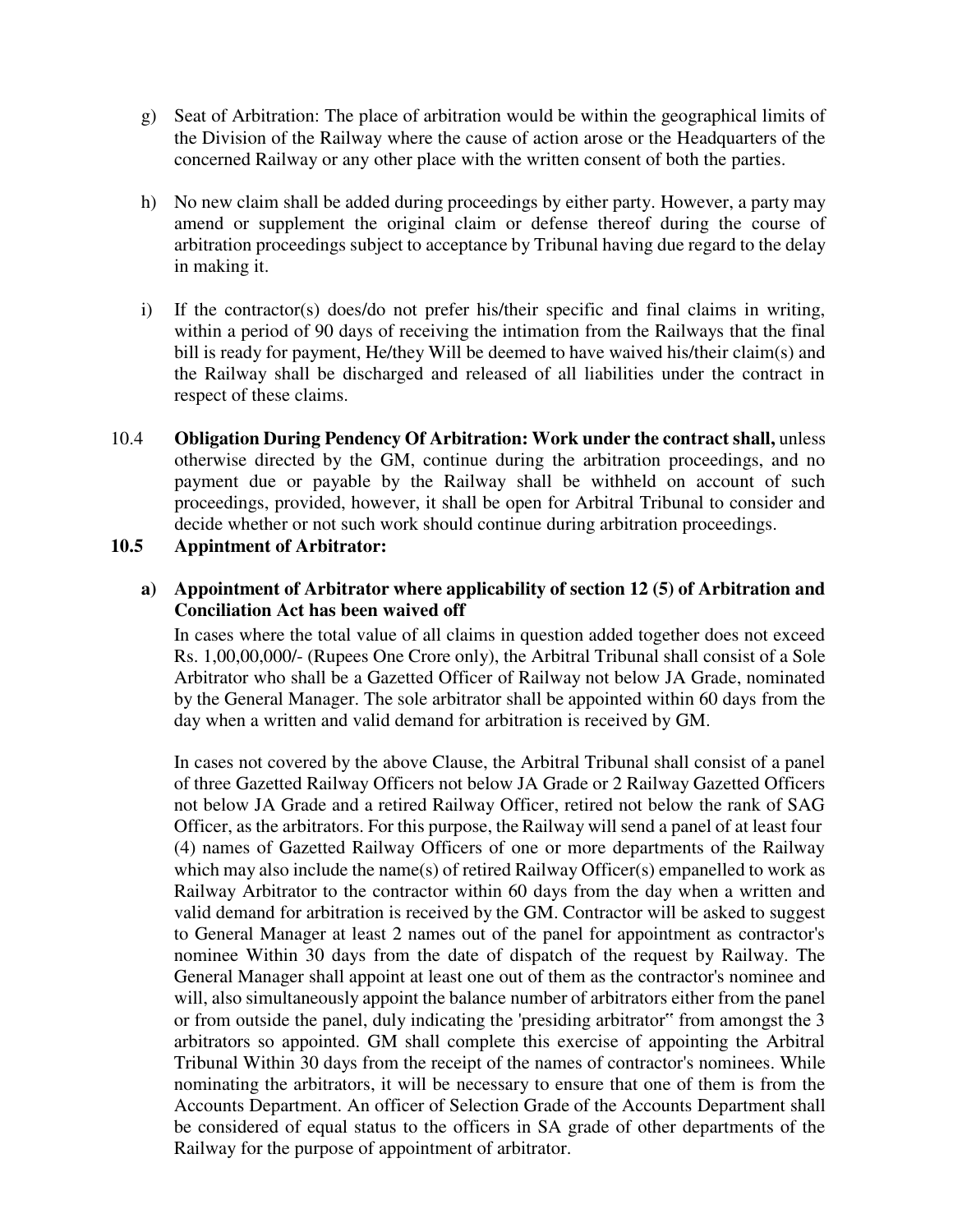g) Seat of Arbitration: The place of arbitration would be within the geographical limits of the Division of the Railway where the cause of action arose or the Headquarters of the concerned Railway or any other place with the written consent of both the parties.

h) No new claim shall be added during proceedings by either party. However, a party may amend or supplement the original claim or defense thereof during the course of arbitration proceedings subject to acceptance by Tribunal having due regard to the delay in making it.

i) If the contractor(s) does/do not prefer his/their specific and final claims in writing, within a period of 90 days of receiving the intimation from the Railways that the final bill is ready for payment, He/they Will be deemed to have waived his/their claim(s) and the Railway shall be discharged and released of all liabilities under the contract in respect of these claims.

10.4 **Obligation During Pendency Of Arbitration: Work under the contract shall,** unless otherwise directed by the GM, continue during the arbitration proceedings, and no payment due or payable by the Railway shall be withheld on account of such proceedings, provided, however, it shall be open for Arbitral Tribunal to consider and decide whether or not such work should continue during arbitration proceedings.

**10.5 Appintment of Arbitrator:**

**a) Appointment of Arbitrator where applicability of section 12 (5) of Arbitration and Conciliation Act has been waived off**

In cases where the total value of all claims in question added together does not exceed Rs. 1,00,00,000/- (Rupees One Crore only), the Arbitral Tribunal shall consist of a Sole Arbitrator who shall be a Gazetted Officer of Railway not below JA Grade, nominated by the General Manager. The sole arbitrator shall be appointed within 60 days from the day when a written and valid demand for arbitration is received by GM.

In cases not covered by the above Clause, the Arbitral Tribunal shall consist of a panel of three Gazetted Railway Officers not below JA Grade or 2 Railway Gazetted Officers not below JA Grade and a retired Railway Officer, retired not below the rank of SAG Officer, as the arbitrators. For this purpose, the Railway will send a panel of at least four (4) names of Gazetted Railway Officers of one or more departments of the Railway which may also include the name(s) of retired Railway Officer(s) empanelled to work as Railway Arbitrator to the contractor within 60 days from the day when a written and valid demand for arbitration is received by the GM. Contractor will be asked to suggest to General Manager at least 2 names out of the panel for appointment as contractor's nominee Within 30 days from the date of dispatch of the request by Railway. The General Manager shall appoint at least one out of them as the contractor's nominee and will, also simultaneously appoint the balance number of arbitrators either from the panel or from outside the panel, duly indicating the 'presiding arbitrator" from amongst the 3 arbitrators so appointed. GM shall complete this exercise of appointing the Arbitral Tribunal Within 30 days from the receipt of the names of contractor's nominees. While nominating the arbitrators, it will be necessary to ensure that one of them is from the Accounts Department. An officer of Selection Grade of the Accounts Department shall be considered of equal status to the officers in SA grade of other departments of the Railway for the purpose of appointment of arbitrator.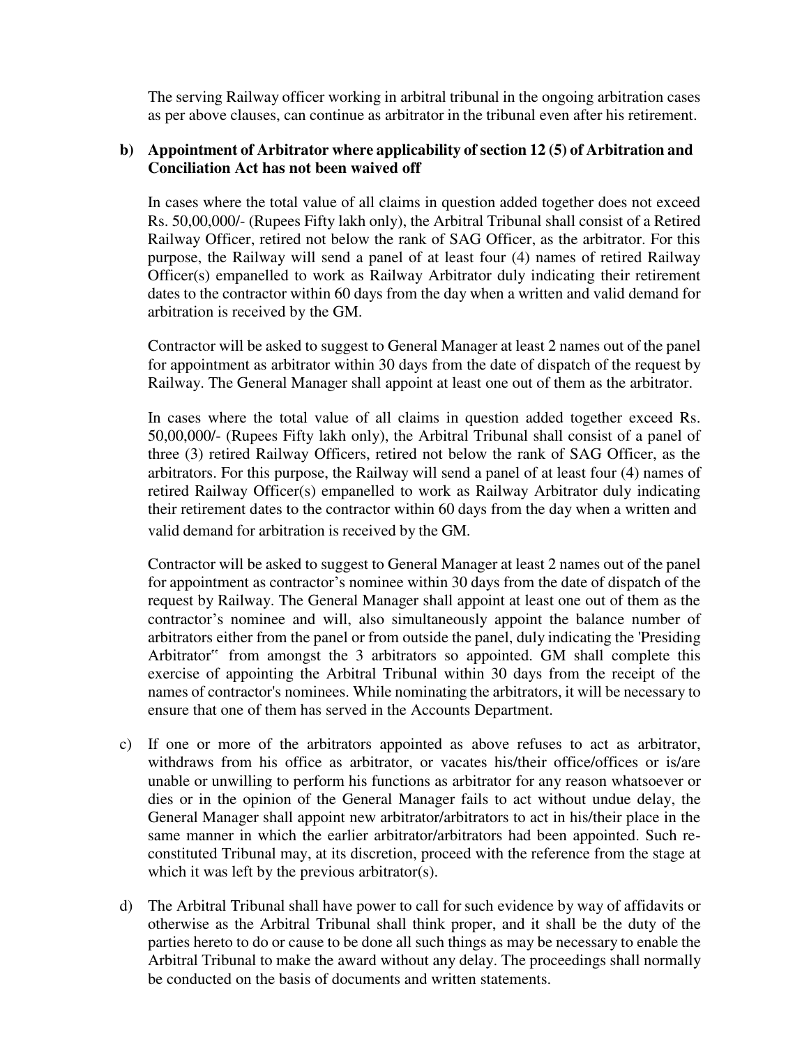The serving Railway officer working in arbitral tribunal in the ongoing arbitration cases as per above clauses, can continue as arbitrator in the tribunal even after his retirement.

**b) Appointment of Arbitrator where applicability of section 12 (5) of Arbitration and Conciliation Act has not been waived off**

In cases where the total value of all claims in question added together does not exceed Rs. 50,00,000/- (Rupees Fifty lakh only), the Arbitral Tribunal shall consist of a Retired Railway Officer, retired not below the rank of SAG Officer, as the arbitrator. For this purpose, the Railway will send a panel of at least four (4) names of retired Railway Officer(s) empanelled to work as Railway Arbitrator duly indicating their retirement dates to the contractor within 60 days from the day when a written and valid demand for arbitration is received by the GM.

Contractor will be asked to suggest to General Manager at least 2 names out of the panel for appointment as arbitrator within 30 days from the date of dispatch of the request by Railway. The General Manager shall appoint at least one out of them as the arbitrator.

In cases where the total value of all claims in question added together exceed Rs. 50,00,000/- (Rupees Fifty lakh only), the Arbitral Tribunal shall consist of a panel of three (3) retired Railway Officers, retired not below the rank of SAG Officer, as the arbitrators. For this purpose, the Railway will send a panel of at least four (4) names of retired Railway Officer(s) empanelled to work as Railway Arbitrator duly indicating their retirement dates to the contractor within 60 days from the day when a written and valid demand for arbitration is received by the GM.

Contractor will be asked to suggest to General Manager at least 2 names out of the panel for appointment as contractor's nominee within 30 days from the date of dispatch of the request by Railway. The General Manager shall appoint at least one out of them as the contractor's nominee and will, also simultaneously appoint the balance number of arbitrators either from the panel or from outside the panel, duly indicating the 'Presiding Arbitrator" from amongst the 3 arbitrators so appointed. GM shall complete this exercise of appointing the Arbitral Tribunal within 30 days from the receipt of the names of contractor's nominees. While nominating the arbitrators, it will be necessary to ensure that one of them has served in the Accounts Department.

c) If one or more of the arbitrators appointed as above refuses to act as arbitrator, withdraws from his office as arbitrator, or vacates his/their office/offices or is/are unable or unwilling to perform his functions as arbitrator for any reason whatsoever or dies or in the opinion of the General Manager fails to act without undue delay, the General Manager shall appoint new arbitrator/arbitrators to act in his/their place in the same manner in which the earlier arbitrator/arbitrators had been appointed. Such re-constituted Tribunal may, at its discretion, proceed with the reference from the stage at which it was left by the previous arbitrator(s).

d) The Arbitral Tribunal shall have power to call for such evidence by way of affidavits or otherwise as the Arbitral Tribunal shall think proper, and it shall be the duty of the parties hereto to do or cause to be done all such things as may be necessary to enable the Arbitral Tribunal to make the award without any delay. The proceedings shall normally be conducted on the basis of documents and written statements.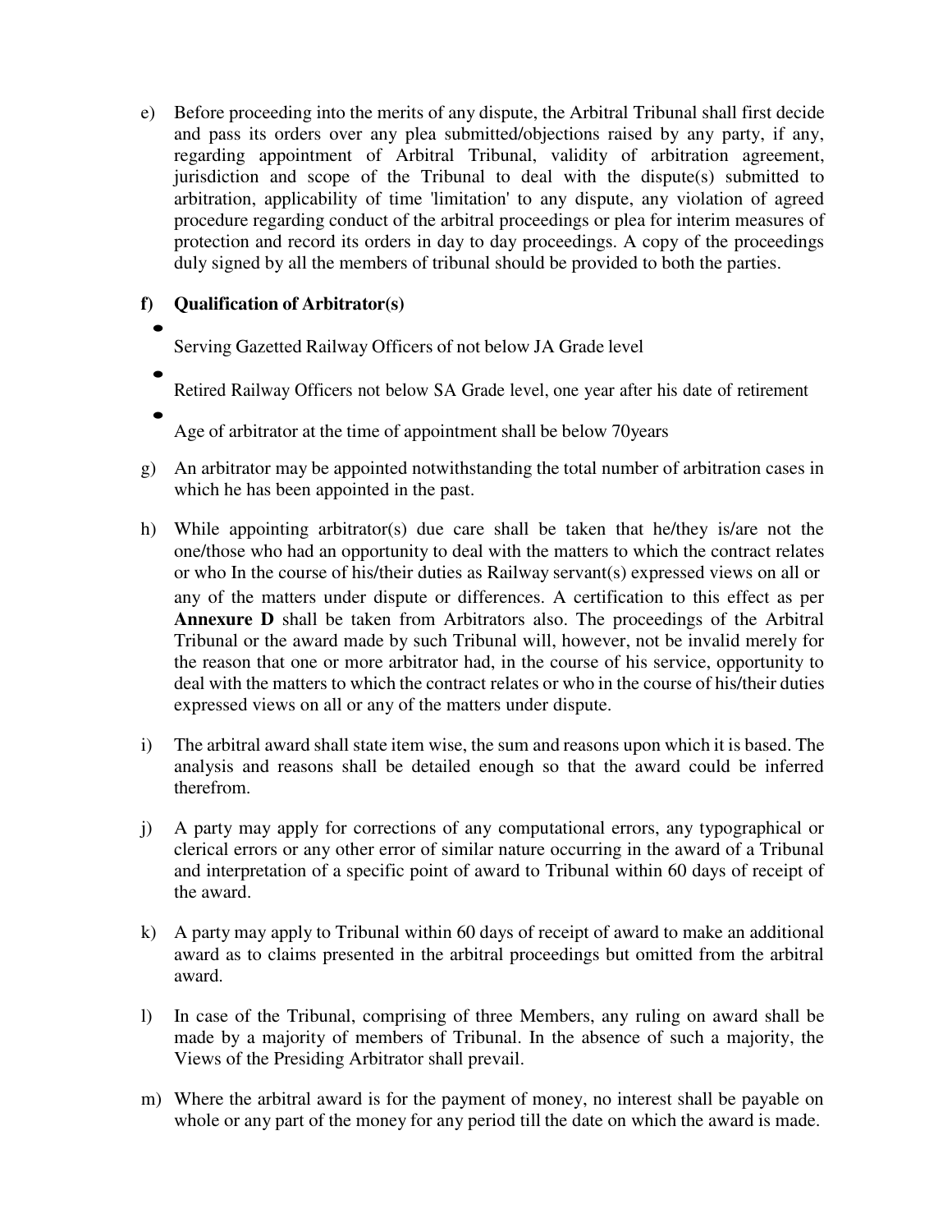e) Before proceeding into the merits of any dispute, the Arbitral Tribunal shall first decide and pass its orders over any plea submitted/objections raised by any party, if any, regarding appointment of Arbitral Tribunal, validity of arbitration agreement, jurisdiction and scope of the Tribunal to deal with the dispute(s) submitted to arbitration, applicability of time 'limitation' to any dispute, any violation of agreed procedure regarding conduct of the arbitral proceedings or plea for interim measures of protection and record its orders in day to day proceedings. A copy of the proceedings duly signed by all the members of tribunal should be provided to both the parties.

**f) Qualification of Arbitrator(s)**

- Serving Gazetted Railway Officers of not below JA Grade level
- Retired Railway Officers not below SA Grade level, one year after his date of retirement
- Age of arbitrator at the time of appointment shall be below 70years

g) An arbitrator may be appointed notwithstanding the total number of arbitration cases in which he has been appointed in the past.

h) While appointing arbitrator(s) due care shall be taken that he/they is/are not the one/those who had an opportunity to deal with the matters to which the contract relates or who In the course of his/their duties as Railway servant(s) expressed views on all or any of the matters under dispute or differences. A certification to this effect as per **Annexure D** shall be taken from Arbitrators also. The proceedings of the Arbitral Tribunal or the award made by such Tribunal will, however, not be invalid merely for the reason that one or more arbitrator had, in the course of his service, opportunity to deal with the matters to which the contract relates or who in the course of his/their duties expressed views on all or any of the matters under dispute.

i) The arbitral award shall state item wise, the sum and reasons upon which it is based. The analysis and reasons shall be detailed enough so that the award could be inferred therefrom.

j) A party may apply for corrections of any computational errors, any typographical or clerical errors or any other error of similar nature occurring in the award of a Tribunal and interpretation of a specific point of award to Tribunal within 60 days of receipt of the award.

k) A party may apply to Tribunal within 60 days of receipt of award to make an additional award as to claims presented in the arbitral proceedings but omitted from the arbitral award.

l) In case of the Tribunal, comprising of three Members, any ruling on award shall be made by a majority of members of Tribunal. In the absence of such a majority, the Views of the Presiding Arbitrator shall prevail.

m) Where the arbitral award is for the payment of money, no interest shall be payable on whole or any part of the money for any period till the date on which the award is made.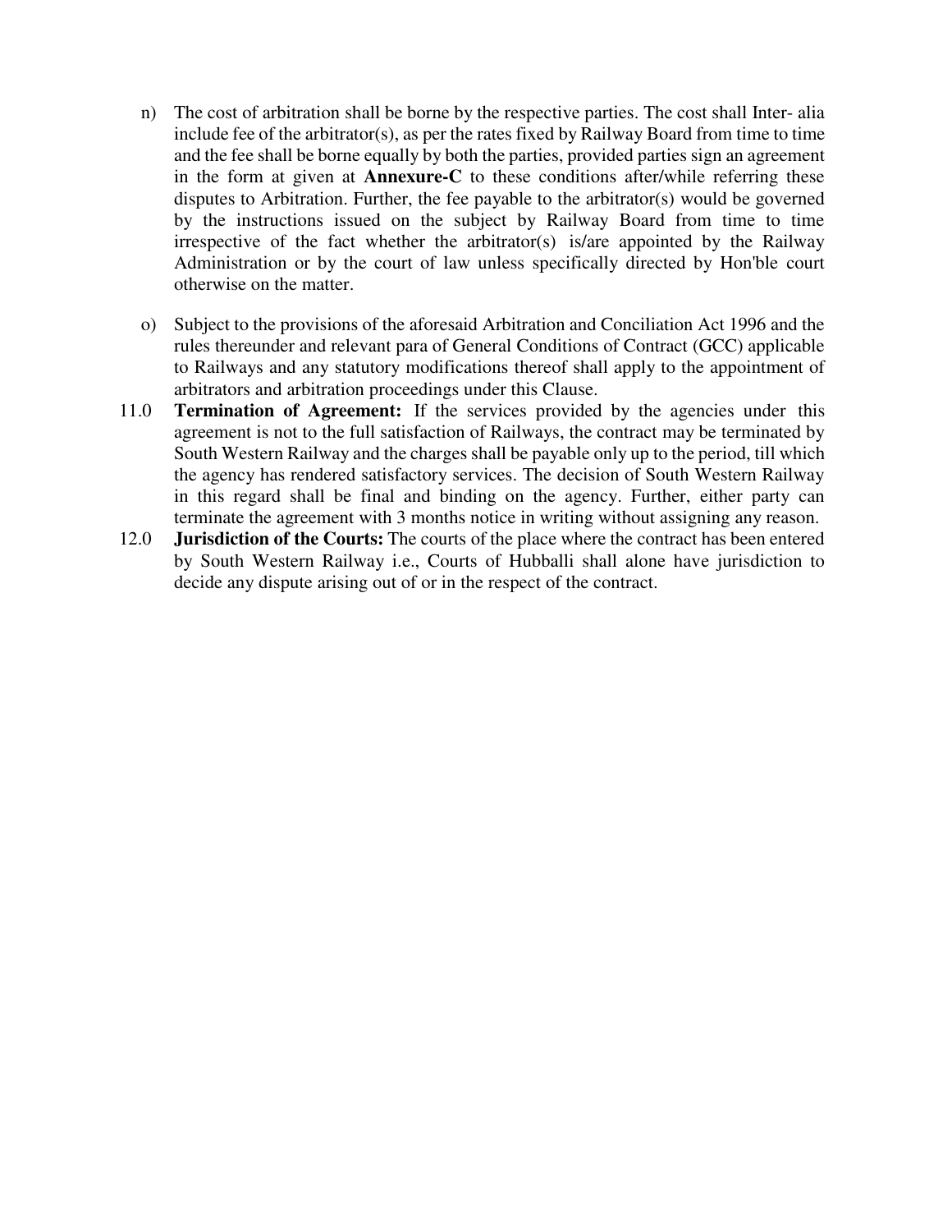n) The cost of arbitration shall be borne by the respective parties. The cost shall Inter- alia include fee of the arbitrator(s), as per the rates fixed by Railway Board from time to time and the fee shall be borne equally by both the parties, provided parties sign an agreement in the form at given at **Annexure-C** to these conditions after/while referring these disputes to Arbitration. Further, the fee payable to the arbitrator(s) would be governed by the instructions issued on the subject by Railway Board from time to time irrespective of the fact whether the arbitrator(s) is/are appointed by the Railway Administration or by the court of law unless specifically directed by Hon'ble court otherwise on the matter.

o) Subject to the provisions of the aforesaid Arbitration and Conciliation Act 1996 and the rules thereunder and relevant para of General Conditions of Contract (GCC) applicable to Railways and any statutory modifications thereof shall apply to the appointment of arbitrators and arbitration proceedings under this Clause.

11.0 **Termination of Agreement:** If the services provided by the agencies under this agreement is not to the full satisfaction of Railways, the contract may be terminated by South Western Railway and the charges shall be payable only up to the period, till which the agency has rendered satisfactory services. The decision of South Western Railway in this regard shall be final and binding on the agency. Further, either party can terminate the agreement with 3 months notice in writing without assigning any reason.

12.0 **Jurisdiction of the Courts:** The courts of the place where the contract has been entered by South Western Railway i.e., Courts of Hubballi shall alone have jurisdiction to decide any dispute arising out of or in the respect of the contract.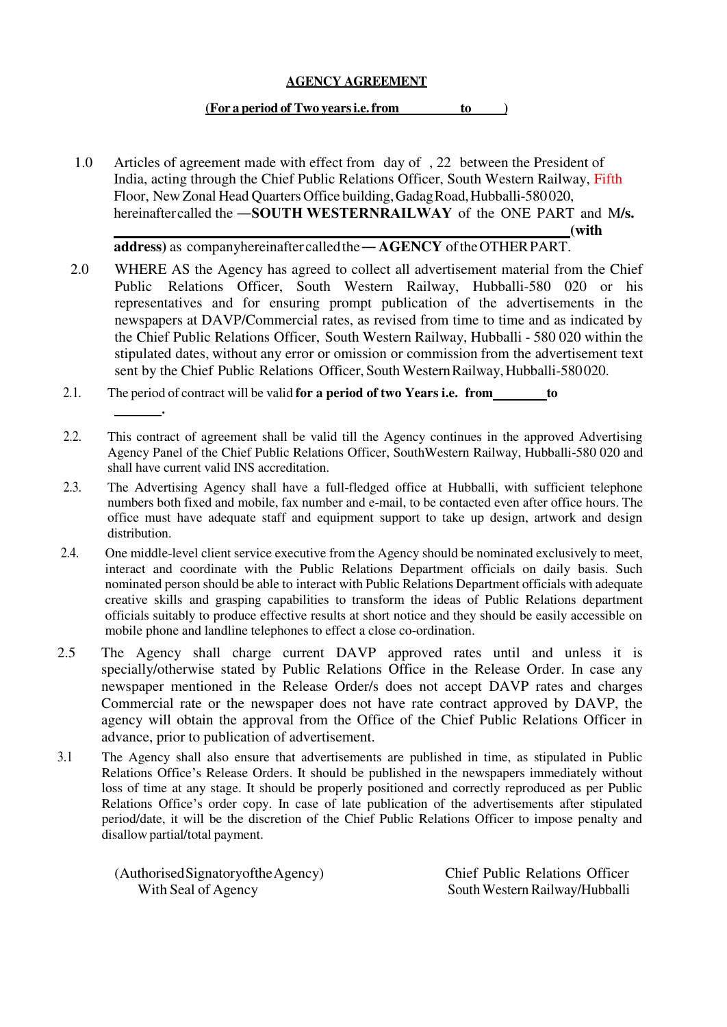**AGENCY AGREEMENT**

**(For a period of Two years i.e. from \_\_\_\_\_\_\_\_ to \_\_\_\_\_)**

1.0 Articles of agreement made with effect from day of , 22 between the President of India, acting through the Chief Public Relations Officer, South Western Railway, Fifth Floor, New Zonal Head Quarters Office building, Gadag Road, Hubballi-580 020, hereinafter called the ―**SOUTH WESTERNRAILWAY** of the ONE PART and M**/s.** \_\_\_\_\_\_\_\_\_\_\_\_\_\_\_\_\_\_\_\_\_\_\_\_\_\_\_\_\_\_\_\_\_\_\_\_\_\_\_\_\_\_\_\_\_\_\_\_\_\_\_\_\_\_\_\_ **(with address)** as companyhereinafter called the ― **AGENCY** of the OTHER PART.

2.0 WHERE AS the Agency has agreed to collect all advertisement material from the Chief Public Relations Officer, South Western Railway, Hubballi-580 020 or his representatives and for ensuring prompt publication of the advertisements in the newspapers at DAVP/Commercial rates, as revised from time to time and as indicated by the Chief Public Relations Officer, South Western Railway, Hubballi - 580 020 within the stipulated dates, without any error or omission or commission from the advertisement text sent by the Chief Public Relations Officer, South Western Railway, Hubballi-580 020.

2.1. The period of contract will be valid **for a period of two Years i.e. from\_\_\_\_\_\_\_\_ to \_\_\_\_\_\_\_.**

2.2. This contract of agreement shall be valid till the Agency continues in the approved Advertising Agency Panel of the Chief Public Relations Officer, SouthWestern Railway, Hubballi-580 020 and shall have current valid INS accreditation.

2.3. The Advertising Agency shall have a full-fledged office at Hubballi, with sufficient telephone numbers both fixed and mobile, fax number and e-mail, to be contacted even after office hours. The office must have adequate staff and equipment support to take up design, artwork and design distribution.

2.4. One middle-level client service executive from the Agency should be nominated exclusively to meet, interact and coordinate with the Public Relations Department officials on daily basis. Such nominated person should be able to interact with Public Relations Department officials with adequate creative skills and grasping capabilities to transform the ideas of Public Relations department officials suitably to produce effective results at short notice and they should be easily accessible on mobile phone and landline telephones to effect a close co-ordination.

2.5 The Agency shall charge current DAVP approved rates until and unless it is specially/otherwise stated by Public Relations Office in the Release Order. In case any newspaper mentioned in the Release Order/s does not accept DAVP rates and charges Commercial rate or the newspaper does not have rate contract approved by DAVP, the agency will obtain the approval from the Office of the Chief Public Relations Officer in advance, prior to publication of advertisement.

3.1 The Agency shall also ensure that advertisements are published in time, as stipulated in Public Relations Office's Release Orders. It should be published in the newspapers immediately without loss of time at any stage. It should be properly positioned and correctly reproduced as per Public Relations Office's order copy. In case of late publication of the advertisements after stipulated period/date, it will be the discretion of the Chief Public Relations Officer to impose penalty and disallow partial/total payment.

(Authorised Signatory of the Agency)
With Seal of Agency

Chief Public Relations Officer
South Western Railway/Hubballi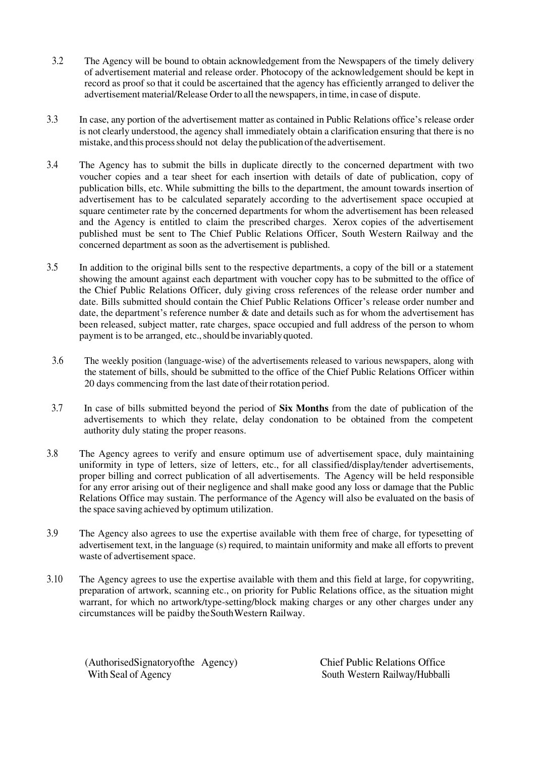3.2 The Agency will be bound to obtain acknowledgement from the Newspapers of the timely delivery of advertisement material and release order. Photocopy of the acknowledgement should be kept in record as proof so that it could be ascertained that the agency has efficiently arranged to deliver the advertisement material/Release Order to all the newspapers, in time, in case of dispute.

3.3 In case, any portion of the advertisement matter as contained in Public Relations office's release order is not clearly understood, the agency shall immediately obtain a clarification ensuring that there is no mistake, and this process should not delay the publication of the advertisement.

3.4 The Agency has to submit the bills in duplicate directly to the concerned department with two voucher copies and a tear sheet for each insertion with details of date of publication, copy of publication bills, etc. While submitting the bills to the department, the amount towards insertion of advertisement has to be calculated separately according to the advertisement space occupied at square centimeter rate by the concerned departments for whom the advertisement has been released and the Agency is entitled to claim the prescribed charges. Xerox copies of the advertisement published must be sent to The Chief Public Relations Officer, South Western Railway and the concerned department as soon as the advertisement is published.

3.5 In addition to the original bills sent to the respective departments, a copy of the bill or a statement showing the amount against each department with voucher copy has to be submitted to the office of the Chief Public Relations Officer, duly giving cross references of the release order number and date. Bills submitted should contain the Chief Public Relations Officer's release order number and date, the department's reference number & date and details such as for whom the advertisement has been released, subject matter, rate charges, space occupied and full address of the person to whom payment is to be arranged, etc., should be invariably quoted.

3.6 The weekly position (language-wise) of the advertisements released to various newspapers, along with the statement of bills, should be submitted to the office of the Chief Public Relations Officer within 20 days commencing from the last date of their rotation period.

3.7 In case of bills submitted beyond the period of **Six Months** from the date of publication of the advertisements to which they relate, delay condonation to be obtained from the competent authority duly stating the proper reasons.

3.8 The Agency agrees to verify and ensure optimum use of advertisement space, duly maintaining uniformity in type of letters, size of letters, etc., for all classified/display/tender advertisements, proper billing and correct publication of all advertisements. The Agency will be held responsible for any error arising out of their negligence and shall make good any loss or damage that the Public Relations Office may sustain. The performance of the Agency will also be evaluated on the basis of the space saving achieved by optimum utilization.

3.9 The Agency also agrees to use the expertise available with them free of charge, for typesetting of advertisement text, in the language (s) required, to maintain uniformity and make all efforts to prevent waste of advertisement space.

3.10 The Agency agrees to use the expertise available with them and this field at large, for copywriting, preparation of artwork, scanning etc., on priority for Public Relations office, as the situation might warrant, for which no artwork/type-setting/block making charges or any other charges under any circumstances will be paid by the South Western Railway.

(Authorised Signatory of the Agency)
With Seal of Agency

Chief Public Relations Office
South Western Railway/Hubballi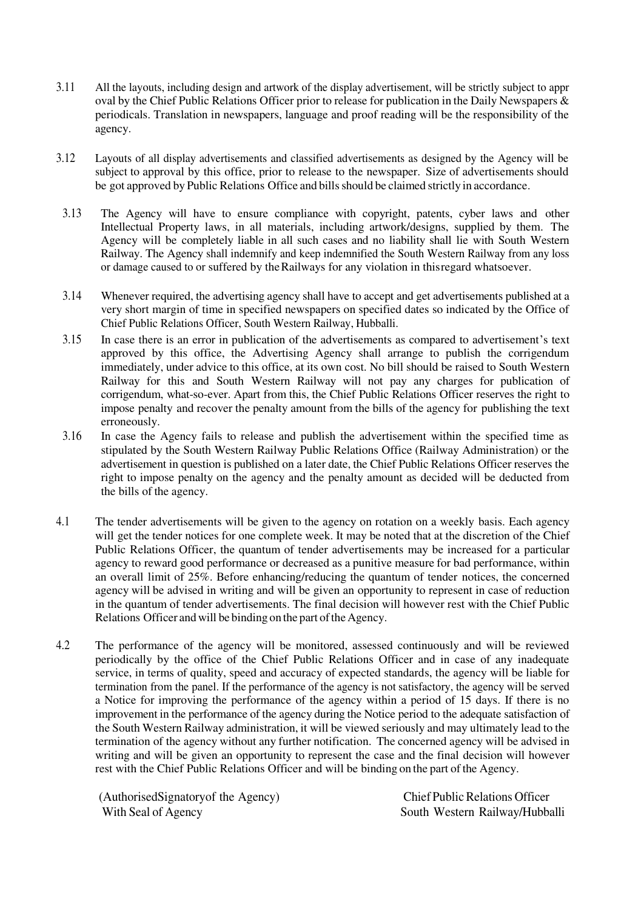3.11 All the layouts, including design and artwork of the display advertisement, will be strictly subject to approval by the Chief Public Relations Officer prior to release for publication in the Daily Newspapers & periodicals. Translation in newspapers, language and proof reading will be the responsibility of the agency.

3.12 Layouts of all display advertisements and classified advertisements as designed by the Agency will be subject to approval by this office, prior to release to the newspaper. Size of advertisements should be got approved by Public Relations Office and bills should be claimed strictly in accordance.

3.13 The Agency will have to ensure compliance with copyright, patents, cyber laws and other Intellectual Property laws, in all materials, including artwork/designs, supplied by them. The Agency will be completely liable in all such cases and no liability shall lie with South Western Railway. The Agency shall indemnify and keep indemnified the South Western Railway from any loss or damage caused to or suffered by the Railways for any violation in this regard whatsoever.

3.14 Whenever required, the advertising agency shall have to accept and get advertisements published at a very short margin of time in specified newspapers on specified dates so indicated by the Office of Chief Public Relations Officer, South Western Railway, Hubballi.

3.15 In case there is an error in publication of the advertisements as compared to advertisement's text approved by this office, the Advertising Agency shall arrange to publish the corrigendum immediately, under advice to this office, at its own cost. No bill should be raised to South Western Railway for this and South Western Railway will not pay any charges for publication of corrigendum, what-so-ever. Apart from this, the Chief Public Relations Officer reserves the right to impose penalty and recover the penalty amount from the bills of the agency for publishing the text erroneously.

3.16 In case the Agency fails to release and publish the advertisement within the specified time as stipulated by the South Western Railway Public Relations Office (Railway Administration) or the advertisement in question is published on a later date, the Chief Public Relations Officer reserves the right to impose penalty on the agency and the penalty amount as decided will be deducted from the bills of the agency.

4.1 The tender advertisements will be given to the agency on rotation on a weekly basis. Each agency will get the tender notices for one complete week. It may be noted that at the discretion of the Chief Public Relations Officer, the quantum of tender advertisements may be increased for a particular agency to reward good performance or decreased as a punitive measure for bad performance, within an overall limit of 25%. Before enhancing/reducing the quantum of tender notices, the concerned agency will be advised in writing and will be given an opportunity to represent in case of reduction in the quantum of tender advertisements. The final decision will however rest with the Chief Public Relations Officer and will be binding on the part of the Agency.

4.2 The performance of the agency will be monitored, assessed continuously and will be reviewed periodically by the office of the Chief Public Relations Officer and in case of any inadequate service, in terms of quality, speed and accuracy of expected standards, the agency will be liable for termination from the panel. If the performance of the agency is not satisfactory, the agency will be served a Notice for improving the performance of the agency within a period of 15 days. If there is no improvement in the performance of the agency during the Notice period to the adequate satisfaction of the South Western Railway administration, it will be viewed seriously and may ultimately lead to the termination of the agency without any further notification. The concerned agency will be advised in writing and will be given an opportunity to represent the case and the final decision will however rest with the Chief Public Relations Officer and will be binding on the part of the Agency.

(Authorised Signatory of the Agency)
With Seal of Agency

Chief Public Relations Officer
South Western Railway/Hubballi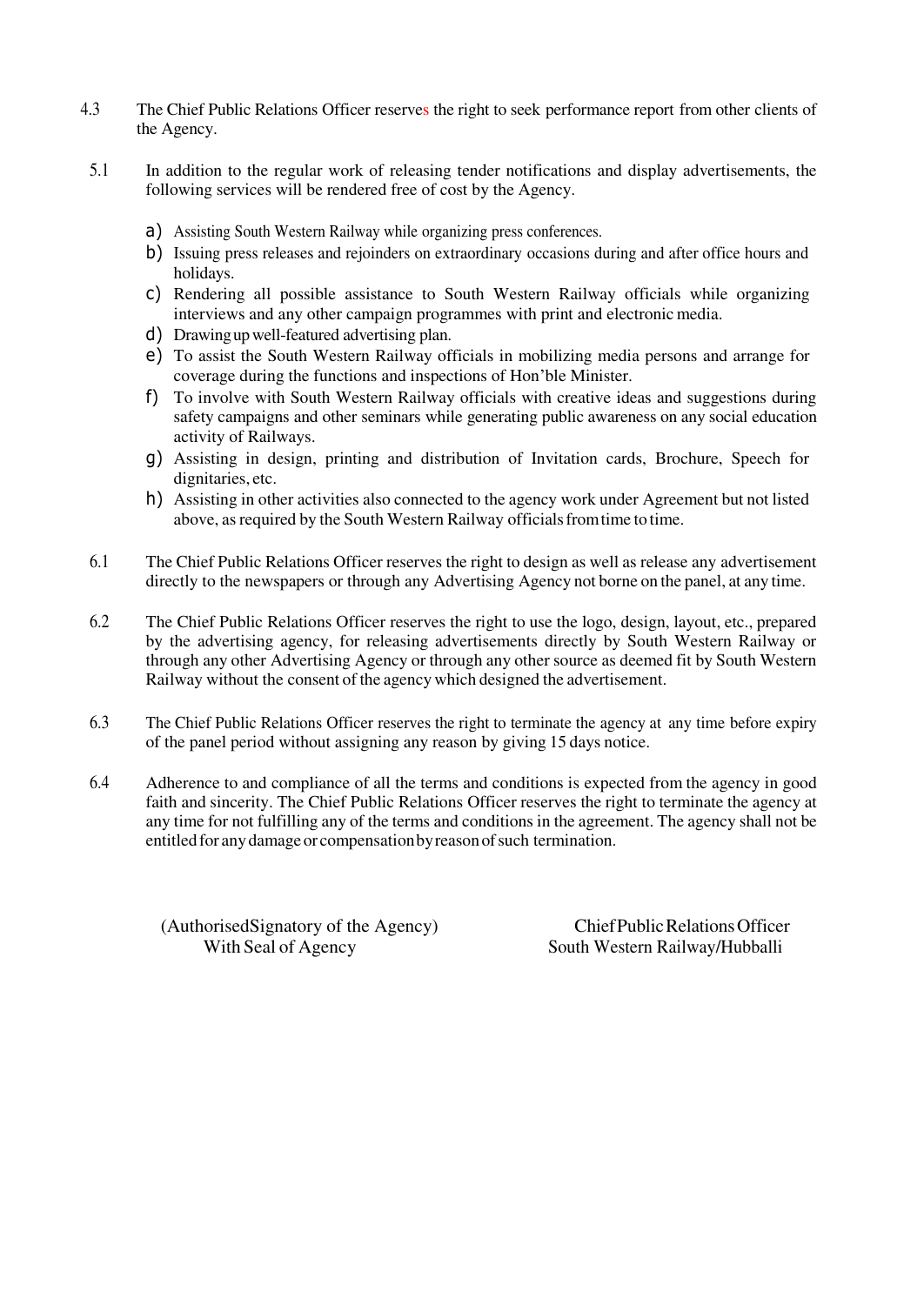4.3 The Chief Public Relations Officer reserves the right to seek performance report from other clients of the Agency.

5.1 In addition to the regular work of releasing tender notifications and display advertisements, the following services will be rendered free of cost by the Agency.

a) Assisting South Western Railway while organizing press conferences.
b) Issuing press releases and rejoinders on extraordinary occasions during and after office hours and holidays.
c) Rendering all possible assistance to South Western Railway officials while organizing interviews and any other campaign programmes with print and electronic media.
d) Drawing up well-featured advertising plan.
e) To assist the South Western Railway officials in mobilizing media persons and arrange for coverage during the functions and inspections of Hon'ble Minister.
f) To involve with South Western Railway officials with creative ideas and suggestions during safety campaigns and other seminars while generating public awareness on any social education activity of Railways.
g) Assisting in design, printing and distribution of Invitation cards, Brochure, Speech for dignitaries, etc.
h) Assisting in other activities also connected to the agency work under Agreement but not listed above, as required by the South Western Railway officials from time to time.

6.1 The Chief Public Relations Officer reserves the right to design as well as release any advertisement directly to the newspapers or through any Advertising Agency not borne on the panel, at any time.

6.2 The Chief Public Relations Officer reserves the right to use the logo, design, layout, etc., prepared by the advertising agency, for releasing advertisements directly by South Western Railway or through any other Advertising Agency or through any other source as deemed fit by South Western Railway without the consent of the agency which designed the advertisement.

6.3 The Chief Public Relations Officer reserves the right to terminate the agency at any time before expiry of the panel period without assigning any reason by giving 15 days notice.

6.4 Adherence to and compliance of all the terms and conditions is expected from the agency in good faith and sincerity. The Chief Public Relations Officer reserves the right to terminate the agency at any time for not fulfilling any of the terms and conditions in the agreement. The agency shall not be entitled for any damage or compensation by reason of such termination.

(AuthorisedSignatory of the Agency)
With Seal of Agency

Chief Public Relations Officer
South Western Railway/Hubballi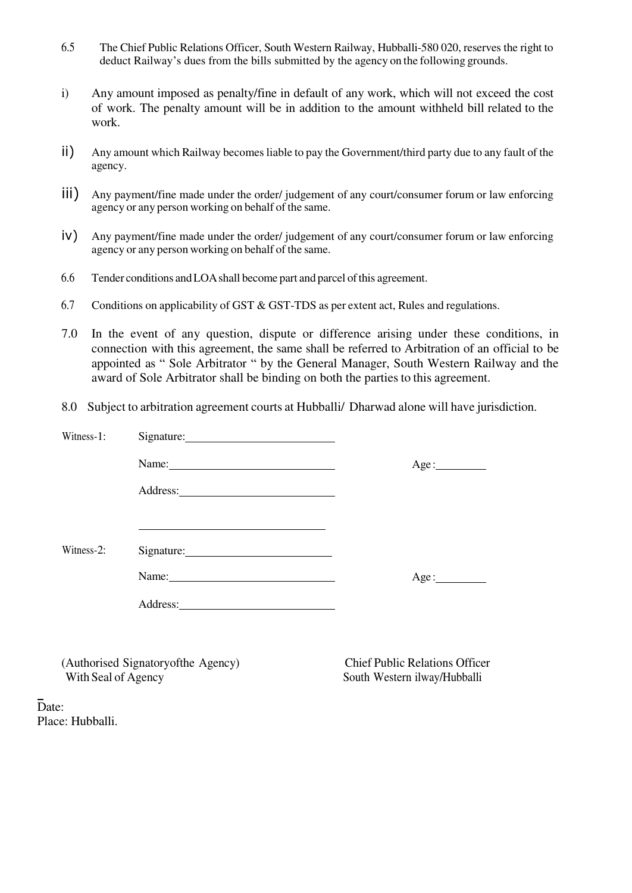6.5 The Chief Public Relations Officer, South Western Railway, Hubballi-580 020, reserves the right to deduct Railway's dues from the bills submitted by the agency on the following grounds.

i) Any amount imposed as penalty/fine in default of any work, which will not exceed the cost of work. The penalty amount will be in addition to the amount withheld bill related to the work.

ii) Any amount which Railway becomes liable to pay the Government/third party due to any fault of the agency.

iii) Any payment/fine made under the order/ judgement of any court/consumer forum or law enforcing agency or any person working on behalf of the same.

iv) Any payment/fine made under the order/ judgement of any court/consumer forum or law enforcing agency or any person working on behalf of the same.

6.6 Tender conditions and LOA shall become part and parcel of this agreement.

6.7 Conditions on applicability of GST & GST-TDS as per extent act, Rules and regulations.

7.0 In the event of any question, dispute or difference arising under these conditions, in connection with this agreement, the same shall be referred to Arbitration of an official to be appointed as " Sole Arbitrator " by the General Manager, South Western Railway and the award of Sole Arbitrator shall be binding on both the parties to this agreement.

8.0 Subject to arbitration agreement courts at Hubballi/ Dharwad alone will have jurisdiction.

Witness-1: Signature: ____________________

Name: ____________________ Age : ________

Address: ____________________

____________________

Witness-2: Signature: ____________________

Name: ____________________ Age : ________

Address: ____________________

(Authorised Signatoryofthe Agency)
With Seal of Agency

Chief Public Relations Officer
South Western ilway/Hubballi

Date:
Place: Hubballi.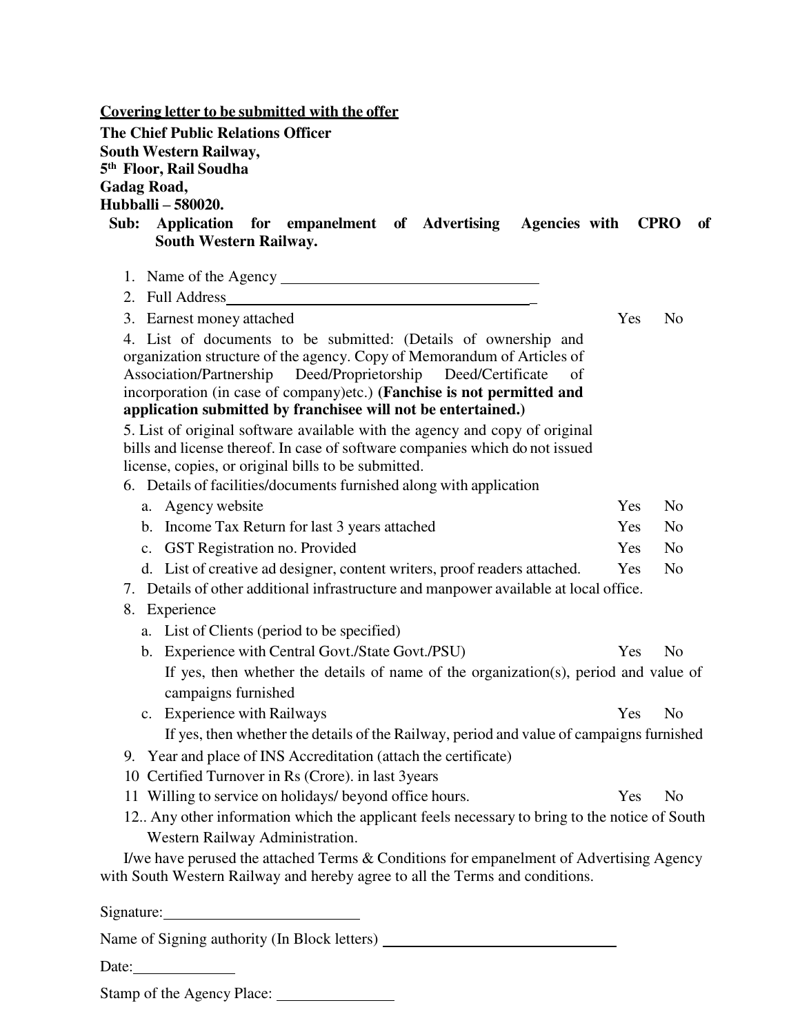**<u>Covering letter to be submitted with the offer</u>**

**The Chief Public Relations Officer**
**South Western Railway,**
**5th Floor, Rail Soudha**
**Gadag Road,**
**Hubballi – 580020.**

**Sub: Application for empanelment of Advertising Agencies with CPRO of South Western Railway.**

1. Name of the Agency ________________________________
2. Full Address ________________________________________
3. Earnest money attached — Yes No
4. List of documents to be submitted: (Details of ownership and organization structure of the agency. Copy of Memorandum of Articles of Association/Partnership Deed/Proprietorship Deed/Certificate of incorporation (in case of company)etc.) **(Fanchise is not permitted and application submitted by franchisee will not be entertained.)**
5. List of original software available with the agency and copy of original bills and license thereof. In case of software companies which do not issued license, copies, or original bills to be submitted.
6. Details of facilities/documents furnished along with application
   a. Agency website — Yes No
   b. Income Tax Return for last 3 years attached — Yes No
   c. GST Registration no. Provided — Yes No
   d. List of creative ad designer, content writers, proof readers attached. — Yes No
7. Details of other additional infrastructure and manpower available at local office.
8. Experience
   a. List of Clients (period to be specified)
   b. Experience with Central Govt./State Govt./PSU) — Yes No
      If yes, then whether the details of name of the organization(s), period and value of campaigns furnished
   c. Experience with Railways — Yes No
      If yes, then whether the details of the Railway, period and value of campaigns furnished
9. Year and place of INS Accreditation (attach the certificate)
10. Certified Turnover in Rs (Crore). in last 3years
11. Willing to service on holidays/ beyond office hours. — Yes No
12. . Any other information which the applicant feels necessary to bring to the notice of South Western Railway Administration.

I/we have perused the attached Terms & Conditions for empanelment of Advertising Agency with South Western Railway and hereby agree to all the Terms and conditions.

Signature: ________________________

Name of Signing authority (In Block letters) ________________________________

Date: ____________

Stamp of the Agency Place: ______________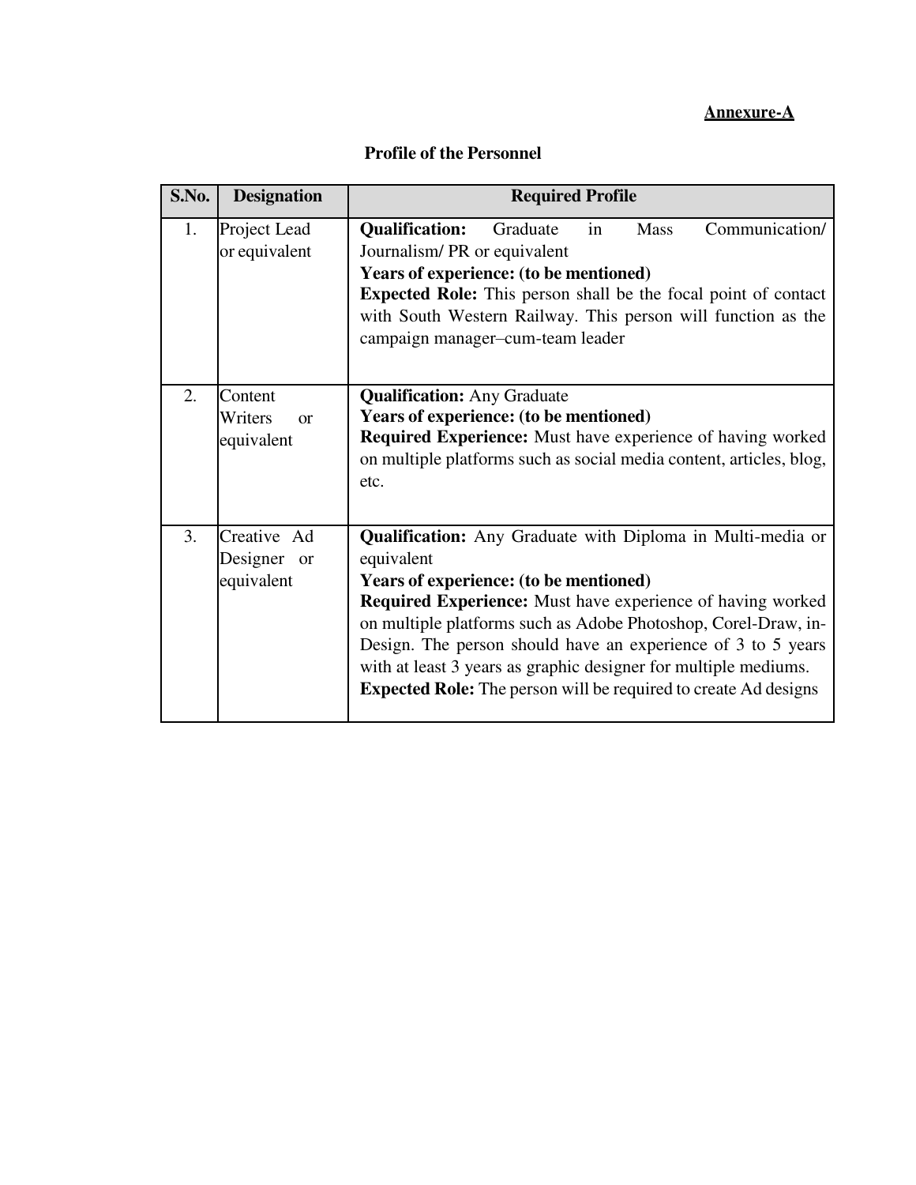**Annexure-A**

## Profile of the Personnel

| S.No. | Designation | Required Profile |
|---|---|---|
| 1. | Project Lead or equivalent | **Qualification:** Graduate in Mass Communication/ Journalism/ PR or equivalent<br>**Years of experience: (to be mentioned)**<br>**Expected Role:** This person shall be the focal point of contact with South Western Railway. This person will function as the campaign manager–cum-team leader |
| 2. | Content Writers or equivalent | **Qualification:** Any Graduate<br>**Years of experience: (to be mentioned)**<br>**Required Experience:** Must have experience of having worked on multiple platforms such as social media content, articles, blog, etc. |
| 3. | Creative Ad Designer or equivalent | **Qualification:** Any Graduate with Diploma in Multi-media or equivalent<br>**Years of experience: (to be mentioned)**<br>**Required Experience:** Must have experience of having worked on multiple platforms such as Adobe Photoshop, Corel-Draw, in-Design. The person should have an experience of 3 to 5 years with at least 3 years as graphic designer for multiple mediums.<br>**Expected Role:** The person will be required to create Ad designs |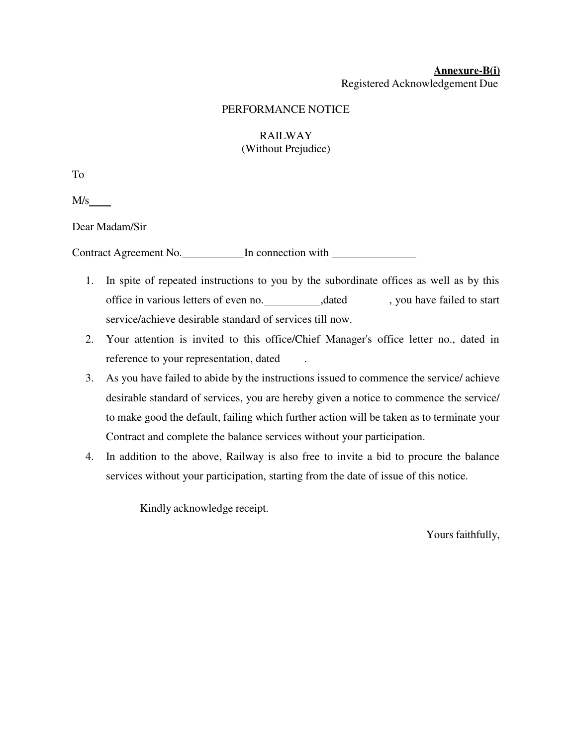**Annexure-B(i)**

Registered Acknowledgement Due

PERFORMANCE NOTICE

RAILWAY

(Without Prejudice)

To

M/s____

Dear Madam/Sir

Contract Agreement No.___________In connection with _______________

1. In spite of repeated instructions to you by the subordinate offices as well as by this office in various letters of even no.__________,dated , you have failed to start service/achieve desirable standard of services till now.
2. Your attention is invited to this office/Chief Manager's office letter no., dated in reference to your representation, dated .
3. As you have failed to abide by the instructions issued to commence the service/ achieve desirable standard of services, you are hereby given a notice to commence the service/ to make good the default, failing which further action will be taken as to terminate your Contract and complete the balance services without your participation.
4. In addition to the above, Railway is also free to invite a bid to procure the balance services without your participation, starting from the date of issue of this notice.

Kindly acknowledge receipt.

Yours faithfully,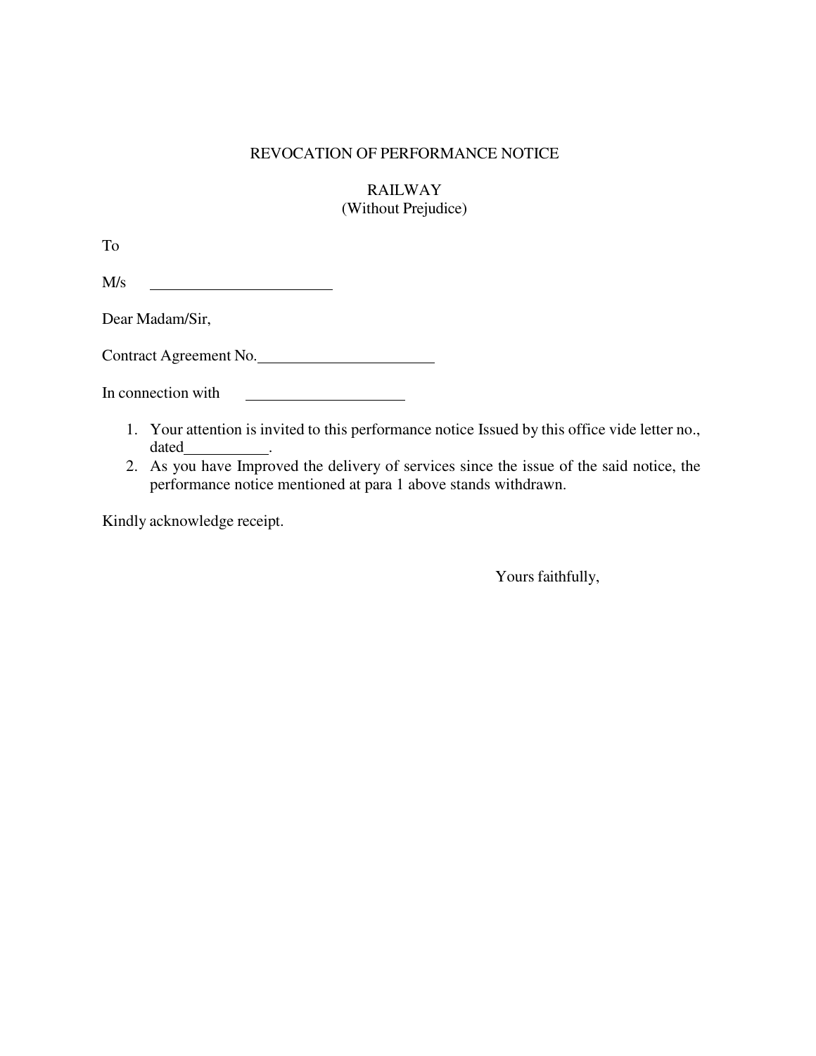# REVOCATION OF PERFORMANCE NOTICE

RAILWAY
(Without Prejudice)

To

M/s ______________________

Dear Madam/Sir,

Contract Agreement No.______________________

In connection with ____________________

1. Your attention is invited to this performance notice Issued by this office vide letter no., dated__________.
2. As you have Improved the delivery of services since the issue of the said notice, the performance notice mentioned at para 1 above stands withdrawn.

Kindly acknowledge receipt.

Yours faithfully,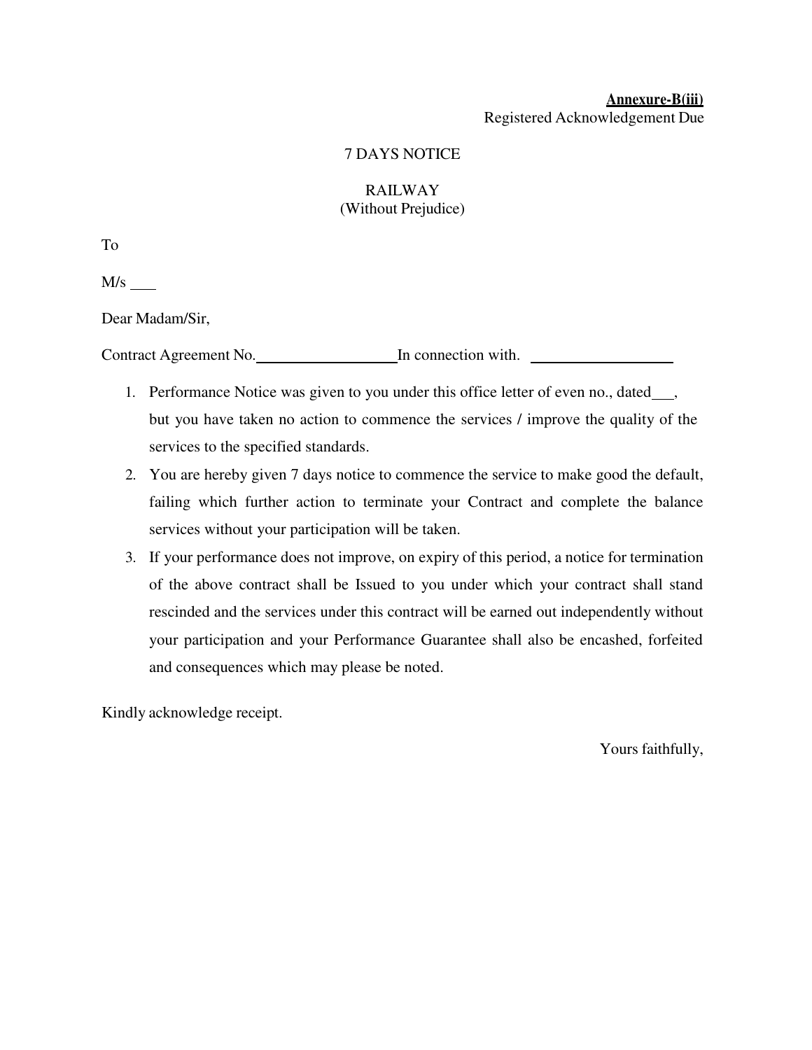**Annexure-B(iii)**
Registered Acknowledgement Due

7 DAYS NOTICE

RAILWAY
(Without Prejudice)

To

M/s ____

Dear Madam/Sir,

Contract Agreement No.__________________In connection with. __________________

1. Performance Notice was given to you under this office letter of even no., dated___, but you have taken no action to commence the services / improve the quality of the services to the specified standards.
2. You are hereby given 7 days notice to commence the service to make good the default, failing which further action to terminate your Contract and complete the balance services without your participation will be taken.
3. If your performance does not improve, on expiry of this period, a notice for termination of the above contract shall be Issued to you under which your contract shall stand rescinded and the services under this contract will be earned out independently without your participation and your Performance Guarantee shall also be encashed, forfeited and consequences which may please be noted.

Kindly acknowledge receipt.

Yours faithfully,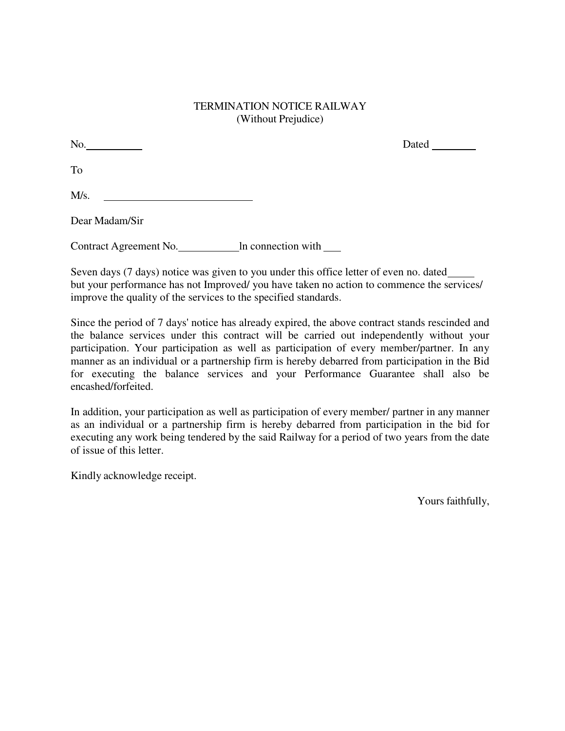# TERMINATION NOTICE RAILWAY
(Without Prejudice)

No.__________ Dated ________

To

M/s. ___________________________

Dear Madam/Sir

Contract Agreement No.___________ln connection with ___

Seven days (7 days) notice was given to you under this office letter of even no. dated_____ but your performance has not Improved/ you have taken no action to commence the services/ improve the quality of the services to the specified standards.

Since the period of 7 days' notice has already expired, the above contract stands rescinded and the balance services under this contract will be carried out independently without your participation. Your participation as well as participation of every member/partner. In any manner as an individual or a partnership firm is hereby debarred from participation in the Bid for executing the balance services and your Performance Guarantee shall also be encashed/forfeited.

In addition, your participation as well as participation of every member/ partner in any manner as an individual or a partnership firm is hereby debarred from participation in the bid for executing any work being tendered by the said Railway for a period of two years from the date of issue of this letter.

Kindly acknowledge receipt.

Yours faithfully,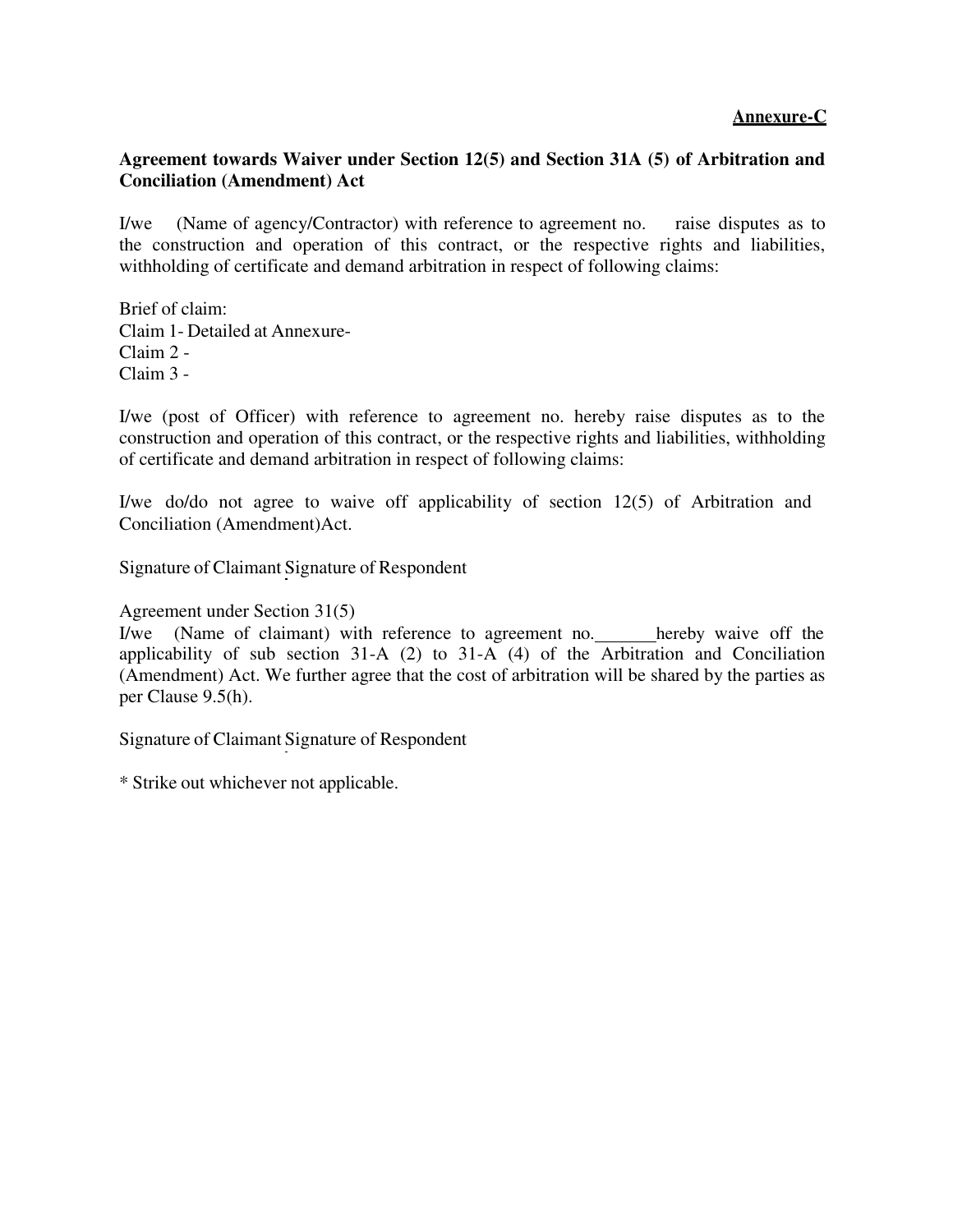**Annexure-C**

**Agreement towards Waiver under Section 12(5) and Section 31A (5) of Arbitration and Conciliation (Amendment) Act**

I/we (Name of agency/Contractor) with reference to agreement no. raise disputes as to the construction and operation of this contract, or the respective rights and liabilities, withholding of certificate and demand arbitration in respect of following claims:

Brief of claim:
Claim 1- Detailed at Annexure-
Claim 2 -
Claim 3 -

I/we (post of Officer) with reference to agreement no. hereby raise disputes as to the construction and operation of this contract, or the respective rights and liabilities, withholding of certificate and demand arbitration in respect of following claims:

I/we do/do not agree to waive off applicability of section 12(5) of Arbitration and Conciliation (Amendment)Act.

Signature of Claimant Signature of Respondent

Agreement under Section 31(5)
I/we (Name of claimant) with reference to agreement no.\_\_\_\_\_\_\_hereby waive off the applicability of sub section 31-A (2) to 31-A (4) of the Arbitration and Conciliation (Amendment) Act. We further agree that the cost of arbitration will be shared by the parties as per Clause 9.5(h).

Signature of Claimant Signature of Respondent

* Strike out whichever not applicable.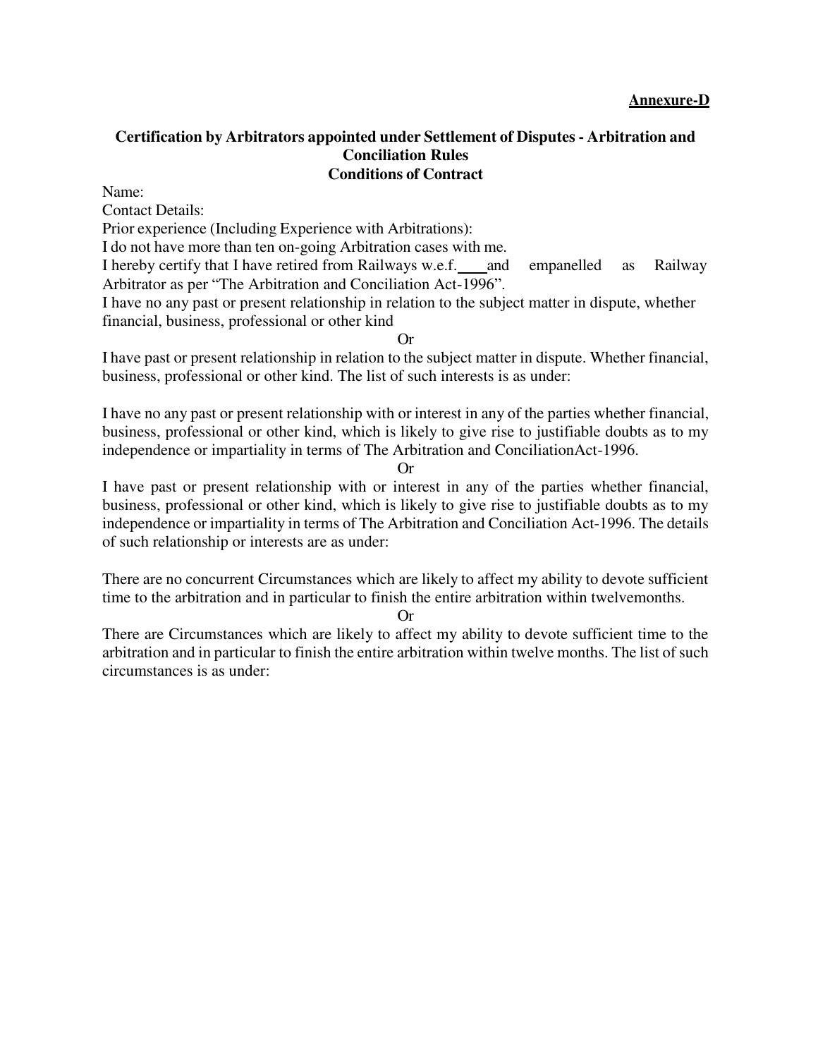**Annexure-D**

**Certification by Arbitrators appointed under Settlement of Disputes - Arbitration and Conciliation Rules**
**Conditions of Contract**

Name:
Contact Details:
Prior experience (Including Experience with Arbitrations):
I do not have more than ten on-going Arbitration cases with me.
I hereby certify that I have retired from Railways w.e.f. ____ and empanelled as Railway Arbitrator as per "The Arbitration and Conciliation Act-1996".
I have no any past or present relationship in relation to the subject matter in dispute, whether financial, business, professional or other kind

Or

I have past or present relationship in relation to the subject matter in dispute. Whether financial, business, professional or other kind. The list of such interests is as under:

I have no any past or present relationship with or interest in any of the parties whether financial, business, professional or other kind, which is likely to give rise to justifiable doubts as to my independence or impartiality in terms of The Arbitration and ConciliationAct-1996.

Or

I have past or present relationship with or interest in any of the parties whether financial, business, professional or other kind, which is likely to give rise to justifiable doubts as to my independence or impartiality in terms of The Arbitration and Conciliation Act-1996. The details of such relationship or interests are as under:

There are no concurrent Circumstances which are likely to affect my ability to devote sufficient time to the arbitration and in particular to finish the entire arbitration within twelvemonths.

Or

There are Circumstances which are likely to affect my ability to devote sufficient time to the arbitration and in particular to finish the entire arbitration within twelve months. The list of such circumstances is as under: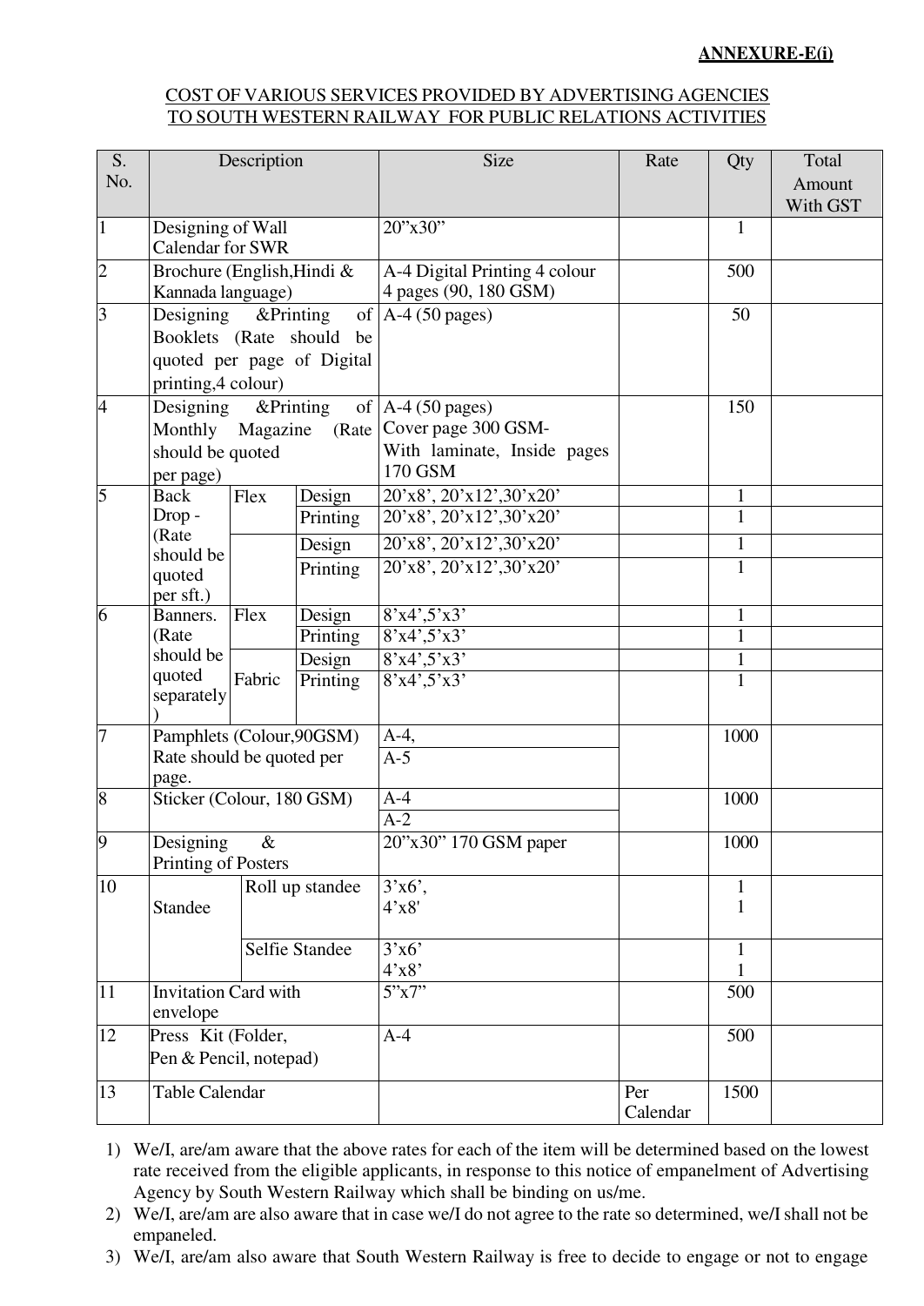**ANNEXURE-E(i)**

COST OF VARIOUS SERVICES PROVIDED BY ADVERTISING AGENCIES TO SOUTH WESTERN RAILWAY FOR PUBLIC RELATIONS ACTIVITIES

| S. No. | Description | | | Size | Rate | Qty | Total Amount With GST |
|---|---|---|---|---|---|---|---|
| 1 | Designing of Wall Calendar for SWR | | | 20"x30" | | 1 | |
| 2 | Brochure (English,Hindi & Kannada language) | | | A-4 Digital Printing 4 colour 4 pages (90, 180 GSM) | | 500 | |
| 3 | Designing &Printing of Booklets (Rate should be quoted per page of Digital printing,4 colour) | | | A-4 (50 pages) | | 50 | |
| 4 | Designing &Printing of Monthly Magazine (Rate should be quoted per page) | | | A-4 (50 pages) Cover page 300 GSM- With laminate, Inside pages 170 GSM | | 150 | |
| 5 | Back Drop - (Rate should be quoted per sft.) | Flex | Design | 20'x8', 20'x12',30'x20' | | 1 | |
| | | | Printing | 20'x8', 20'x12',30'x20' | | 1 | |
| | | | Design | 20'x8', 20'x12',30'x20' | | 1 | |
| | | | Printing | 20'x8', 20'x12',30'x20' | | 1 | |
| 6 | Banners. (Rate should be quoted separately) | Flex | Design | 8'x4',5'x3' | | 1 | |
| | | | Printing | 8'x4',5'x3' | | 1 | |
| | | Fabric | Design | 8'x4',5'x3' | | 1 | |
| | | | Printing | 8'x4',5'x3' | | 1 | |
| 7 | Pamphlets (Colour,90GSM) Rate should be quoted per page. | | | A-4, | | 1000 | |
| | | | | A-5 | | | |
| 8 | Sticker (Colour, 180 GSM) | | | A-4 | | 1000 | |
| | | | | A-2 | | | |
| 9 | Designing & Printing of Posters | | | 20"x30" 170 GSM paper | | 1000 | |
| 10 | Standee | Roll up standee | | 3'x6', 4'x8' | | 1 1 | |
| | | Selfie Standee | | 3'x6' 4'x8' | | 1 1 | |
| 11 | Invitation Card with envelope | | | 5"x7" | | 500 | |
| 12 | Press Kit (Folder, Pen & Pencil, notepad) | | | A-4 | | 500 | |
| 13 | Table Calendar | | | | Per Calendar | 1500 | |

1) We/I, are/am aware that the above rates for each of the item will be determined based on the lowest rate received from the eligible applicants, in response to this notice of empanelment of Advertising Agency by South Western Railway which shall be binding on us/me.
2) We/I, are/am are also aware that in case we/I do not agree to the rate so determined, we/I shall not be empaneled.
3) We/I, are/am also aware that South Western Railway is free to decide to engage or not to engage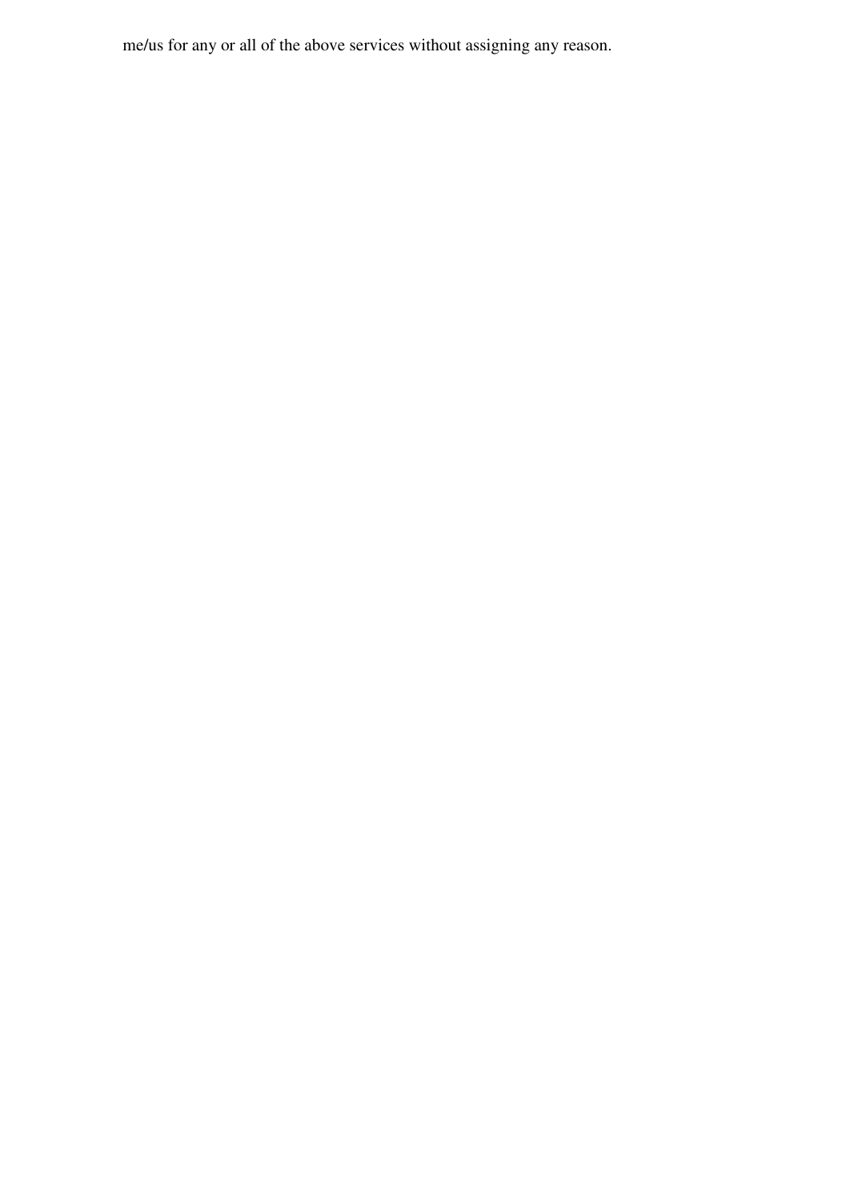me/us for any or all of the above services without assigning any reason.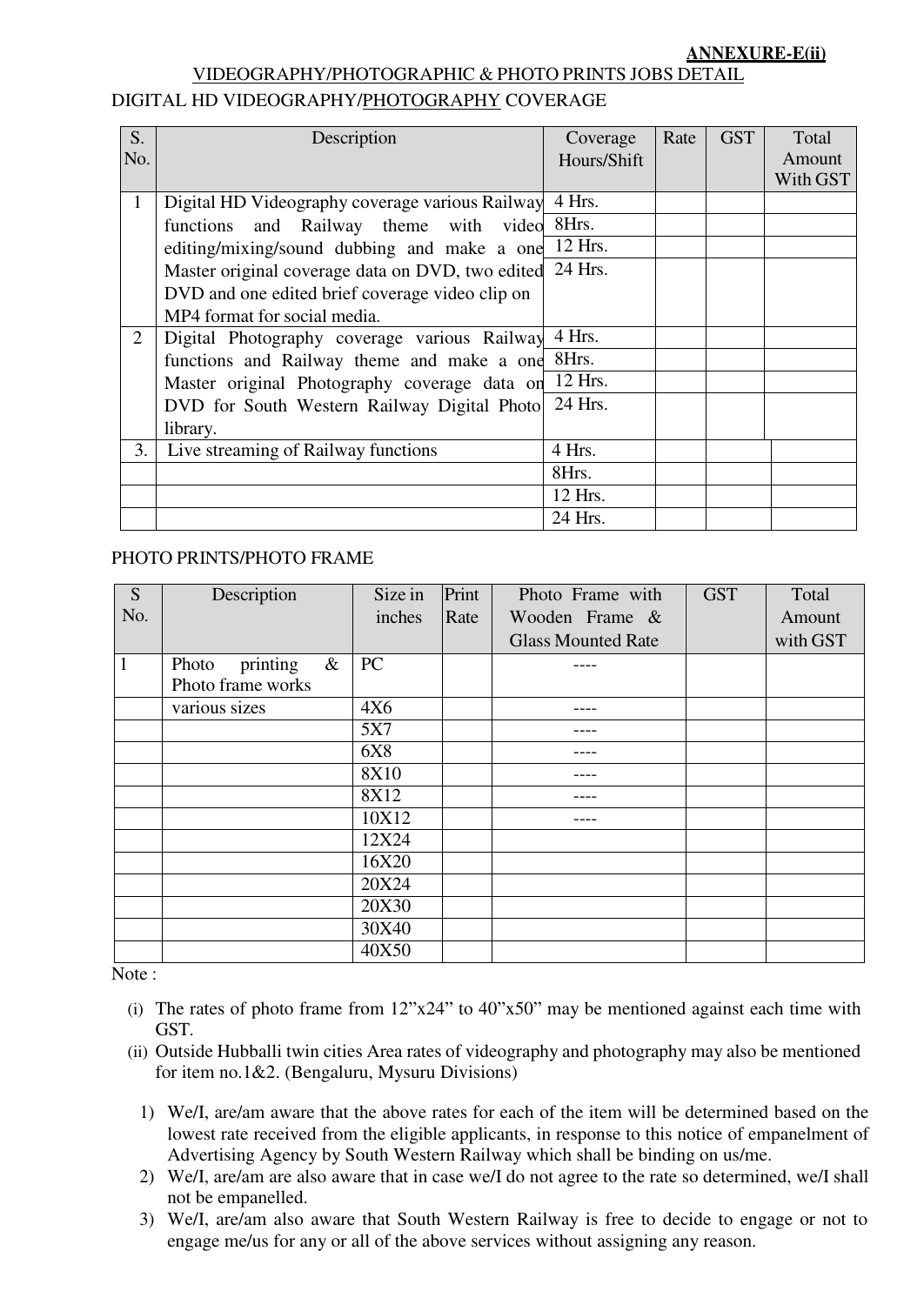**ANNEXURE-E(ii)**

VIDEOGRAPHY/PHOTOGRAPHIC & PHOTO PRINTS JOBS DETAIL

DIGITAL HD VIDEOGRAPHY/PHOTOGRAPHY COVERAGE

| S. No. | Description | Coverage Hours/Shift | Rate | GST | Total Amount With GST |
|---|---|---|---|---|---|
| 1 | Digital HD Videography coverage various Railway functions and Railway theme with video editing/mixing/sound dubbing and make a one Master original coverage data on DVD, two edited DVD and one edited brief coverage video clip on MP4 format for social media. | 4 Hrs. | | | |
| | | 8Hrs. | | | |
| | | 12 Hrs. | | | |
| | | 24 Hrs. | | | |
| 2 | Digital Photography coverage various Railway functions and Railway theme and make a one Master original Photography coverage data on DVD for South Western Railway Digital Photo library. | 4 Hrs. | | | |
| | | 8Hrs. | | | |
| | | 12 Hrs. | | | |
| | | 24 Hrs. | | | |
| 3. | Live streaming of Railway functions | 4 Hrs. | | | |
| | | 8Hrs. | | | |
| | | 12 Hrs. | | | |
| | | 24 Hrs. | | | |

PHOTO PRINTS/PHOTO FRAME

| S No. | Description | Size in inches | Print Rate | Photo Frame with Wooden Frame & Glass Mounted Rate | GST | Total Amount with GST |
|---|---|---|---|---|---|---|
| 1 | Photo printing & Photo frame works | PC | | ---- | | |
| | various sizes | 4X6 | | ---- | | |
| | | 5X7 | | ---- | | |
| | | 6X8 | | ---- | | |
| | | 8X10 | | ---- | | |
| | | 8X12 | | ---- | | |
| | | 10X12 | | ---- | | |
| | | 12X24 | | | | |
| | | 16X20 | | | | |
| | | 20X24 | | | | |
| | | 20X30 | | | | |
| | | 30X40 | | | | |
| | | 40X50 | | | | |

Note :

(i) The rates of photo frame from 12"x24" to 40"x50" may be mentioned against each time with GST.

(ii) Outside Hubballi twin cities Area rates of videography and photography may also be mentioned for item no.1&2. (Bengaluru, Mysuru Divisions)

1) We/I, are/am aware that the above rates for each of the item will be determined based on the lowest rate received from the eligible applicants, in response to this notice of empanelment of Advertising Agency by South Western Railway which shall be binding on us/me.
2) We/I, are/am are also aware that in case we/I do not agree to the rate so determined, we/I shall not be empanelled.
3) We/I, are/am also aware that South Western Railway is free to decide to engage or not to engage me/us for any or all of the above services without assigning any reason.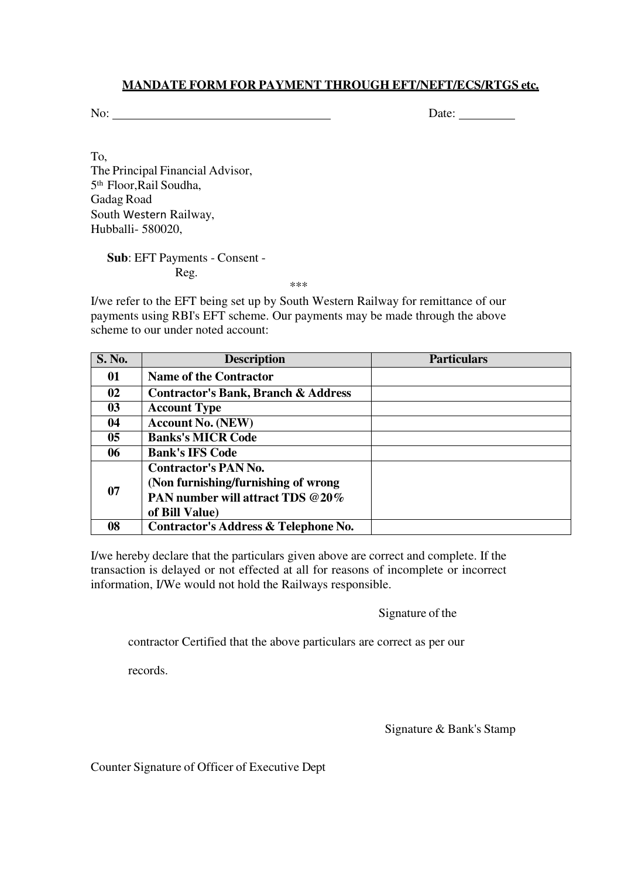## MANDATE FORM FOR PAYMENT THROUGH EFT/NEFT/ECS/RTGS etc.

No: ____________________________________ Date: __________

To,
The Principal Financial Advisor,
5th Floor,Rail Soudha,
Gadag Road
South Western Railway,
Hubballi- 580020,

**Sub**: EFT Payments - Consent - Reg.

***

I/we refer to the EFT being set up by South Western Railway for remittance of our payments using RBI's EFT scheme. Our payments may be made through the above scheme to our under noted account:

| S. No. | Description | Particulars |
|---|---|---|
| **01** | **Name of the Contractor** | |
| **02** | **Contractor's Bank, Branch & Address** | |
| **03** | **Account Type** | |
| **04** | **Account No. (NEW)** | |
| **05** | **Banks's MICR Code** | |
| **06** | **Bank's IFS Code** | |
| **07** | **Contractor's PAN No. (Non furnishing/furnishing of wrong PAN number will attract TDS @20% of Bill Value)** | |
| **08** | **Contractor's Address & Telephone No.** | |

I/we hereby declare that the particulars given above are correct and complete. If the transaction is delayed or not effected at all for reasons of incomplete or incorrect information, I/We would not hold the Railways responsible.

Signature of the contractor

Certified that the above particulars are correct as per our records.

Signature & Bank's Stamp

Counter Signature of Officer of Executive Dept